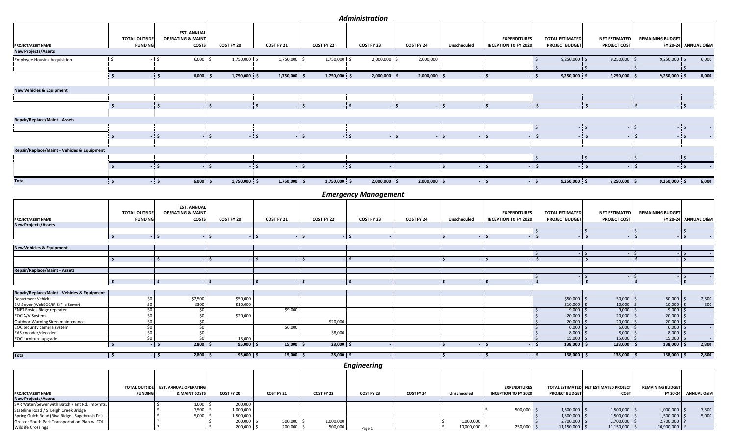## Administration

| PROJECT/ASSET NAME | TOTAL OUTSIDE FUNDING | EST. ANNUAL OPERATING & MAINT COSTS | COST FY 20 | COST FY 21 | COST FY 22 | COST FY 23 | COST FY 24 | Unscheduled | EXPENDITURES INCEPTION TO FY 2020 | TOTAL ESTIMATED PROJECT BUDGET | NET ESTIMATED PROJECT COST | REMAINING BUDGET FY 20-24 | ANNUAL O&M |
|---|---|---|---|---|---|---|---|---|---|---|---|---|---|
| **New Projects/Assets** | | | | | | | | | | | | | |
| Employee Housing Acquisition | $ - | $ 6,000 | $ 1,750,000 | $ 1,750,000 | $ 1,750,000 | $ 2,000,000 | $ 2,000,000 | | | $ 9,250,000 | $ 9,250,000 | $ 9,250,000 | $ 6,000 |
| | | | | | | | | | | $ - | $ - | $ - | $ |
| | $ - | $ 6,000 | $ 1,750,000 | $ 1,750,000 | $ 1,750,000 | $ 2,000,000 | $ 2,000,000 | $ - | $ - | $ 9,250,000 | $ 9,250,000 | $ 9,250,000 | $ 6,000 |
| **New Vehicles & Equipment** | | | | | | | | | | | | | |
| | | | | | | | | | | | | | |
| | $ - | $ - | $ - | $ - | $ - | $ - | $ - | $ - | $ - | $ - | $ - | $ - | $ - |
| **Repair/Replace/Maint - Assets** | | | | | | | | | | | | | |
| | | | | | | | | | | $ - | $ - | $ - | $ - |
| | $ - | $ - | $ - | $ - | $ - | $ - | $ - | $ - | $ - | $ - | $ - | $ - | $ - |
| **Repair/Replace/Maint - Vehicles & Equipment** | | | | | | | | | | | | | |
| | | | | | | | | | | $ - | $ - | $ - | $ - |
| | $ - | $ - | $ - | $ - | $ - | $ - | $ - | $ - | $ - | $ - | $ - | $ - | $ - |
| **Total** | $ - | $ 6,000 | $ 1,750,000 | $ 1,750,000 | $ 1,750,000 | $ 2,000,000 | $ 2,000,000 | $ - | $ - | $ 9,250,000 | $ 9,250,000 | $ 9,250,000 | $ 6,000 |

## Emergency Management

| PROJECT/ASSET NAME | TOTAL OUTSIDE FUNDING | EST. ANNUAL OPERATING & MAINT COSTS | COST FY 20 | COST FY 21 | COST FY 22 | COST FY 23 | COST FY 24 | Unscheduled | EXPENDITURES INCEPTION TO FY 2020 | TOTAL ESTIMATED PROJECT BUDGET | NET ESTIMATED PROJECT COST | REMAINING BUDGET FY 20-24 | ANNUAL O&M |
|---|---|---|---|---|---|---|---|---|---|---|---|---|---|
| **New Projects/Assets** | | | | | | | | | | | | | |
| | | | | | | | | | | $ - | $ - | $ - | $ - |
| | $ - | $ - | $ - | $ - | $ - | $ - | | $ - | $ - | $ - | $ - | $ - | $ - |
| **New Vehicles & Equipment** | | | | | | | | | | | | | |
| | | | | | | | | | | $ - | $ - | $ - | $ - |
| | $ - | $ - | $ - | $ - | $ - | $ - | | $ - | $ - | $ - | $ - | $ - | $ - |
| **Repair/Replace/Maint - Assets** | | | | | | | | | | | | | |
| | | | | | | | | | | $ - | $ - | $ - | $ - |
| | $ - | $ - | $ - | $ - | $ - | $ - | | $ - | $ - | $ - | $ - | $ - | $ - |
| **Repair/Replace/Maint - Vehicles & Equipment** | | | | | | | | | | | | | |
| Department Vehicle | $0 | $2,500 | $50,000 | | | | | | | $50,000 | $ 50,000 | $ 50,000 | $ 2,500 |
| EM Server (WebEOC/IRIS/File Server) | $0 | $300 | $10,000 | | | | | | | $10,000 | $ 10,000 | $ 10,000 | $ 300 |
| ENET Rosies Ridge repeater | $0 | $0 | | $9,000 | | | | | | $ 9,000 | $ 9,000 | $ 9,000 | $ - |
| EOC A/V System | $0 | $0 | $20,000 | | | | | | | $ 20,000 | $ 20,000 | $ 20,000 | $ - |
| Outdoor Warning Siren maintenance | $0 | $0 | | | $20,000 | | | | | $ 20,000 | $ 20,000 | $ 20,000 | $ - |
| EOC security camera system | $0 | $0 | | $6,000 | | | | | | $ 6,000 | $ 6,000 | $ 6,000 | $ - |
| EAS encoder/decoder | $0 | $0 | | | $8,000 | | | | | $ 8,000 | $ 8,000 | $ 8,000 | $ - |
| EOC furniture upgrade | $0 | $0 | 15,000 | | | | | | | $ 15,000 | $ 15,000 | $ 15,000 | $ - |
| | $ - | $ 2,800 | $ 95,000 | $ 15,000 | $ 28,000 | $ - | | $ - | $ - | $ 138,000 | $ 138,000 | $ 138,000 | $ 2,800 |
| **Total** | $ - | $ 2,800 | $ 95,000 | $ 15,000 | $ 28,000 | $ - | | $ - | $ - | $ 138,000 | $ 138,000 | $ 138,000 | $ 2,800 |

## Engineering

| PROJECT/ASSET NAME | TOTAL OUTSIDE FUNDING | EST. ANNUAL OPERATING & MAINT COSTS | COST FY 20 | COST FY 21 | COST FY 22 | COST FY 23 | COST FY 24 | Unscheduled | EXPENDITURES INCEPTION TO FY 2020 | TOTAL ESTIMATED PROJECT BUDGET | NET ESTIMATED PROJECT COST | REMAINING BUDGET FY 20-24 | ANNUAL O&M |
|---|---|---|---|---|---|---|---|---|---|---|---|---|---|
| **New Projects/Assets** | | | | | | | | | | | | | |
| SAR Water/Sewer with Batch Plant Rd. impvmts. | | $ 1,000 | $ 200,000 | | | | | | | | | | |
| Stateline Road / S. Leigh Creek Bridge | | $ 7,500 | $ 1,000,000 | | | | | | $ 500,000 | $ 1,500,000 | $ 1,500,000 | $ 1,000,000 | $ 7,500 |
| Spring Gulch Road (Riva Ridge - Sagebrush Dr.) | | $ 5,000 | $ 1,500,000 | | | | | | | $ 1,500,000 | $ 1,500,000 | $ 1,500,000 | $ 5,000 |
| Greater South Park Transportation Plan w. TOJ | | ? | $ 200,000 | $ 500,000 | $ 1,000,000 | | | $ 1,000,000 | | $ 2,700,000 | $ 2,700,000 | $ 2,700,000 | ? |
| Wildlife Crossings | | ? | $ 200,000 | $ 200,000 | $ 500,000 | | | $ 10,000,000 | $ 250,000 | $ 11,150,000 | $ 11,150,000 | $ 10,900,000 | ? |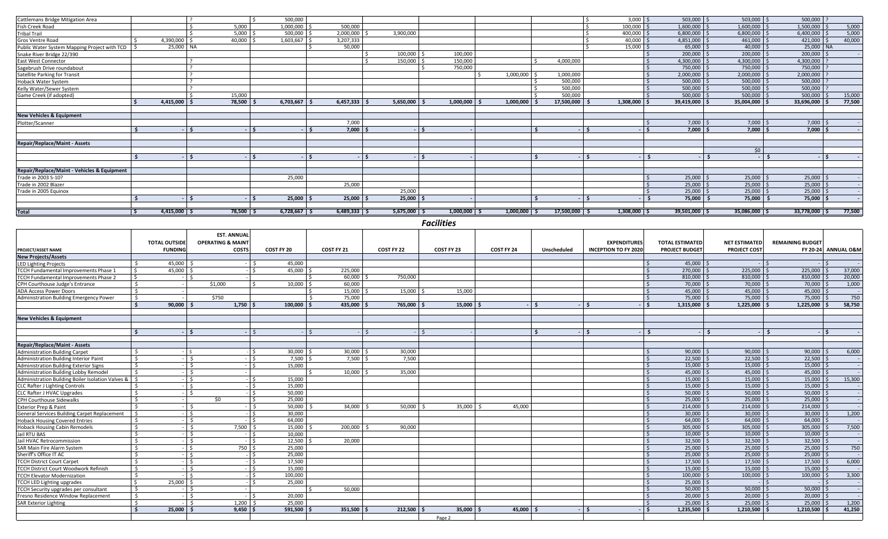| | | | | | | | | | | | | | |
|---|---|---|---|---|---|---|---|---|---|---|---|---|---|
| Cattlemans Bridge Mitigation Area | | ? | $ 500,000 | | | | | | $ 3,000 | $ 503,000 | $ 503,000 | $ 500,000 | ? |
| Fish Creek Road | | $ 5,000 | 1,000,000 | $ 500,000 | | | | | $ 100,000 | $ 1,600,000 | $ 1,600,000 | $ 1,500,000 | $ 5,000 |
| Tribal Trail | | $ 5,000 | $ 500,000 | $ 2,000,000 | $ 3,900,000 | | | | $ 400,000 | $ 6,800,000 | $ 6,800,000 | $ 6,400,000 | $ 5,000 |
| Gros Ventre Road | $ 4,390,000 | $ 40,000 | $ 1,603,667 | $ 3,207,333 | | | | | $ 40,000 | $ 4,851,000 | $ 461,000 | $ 421,000 | $ 40,000 |
| Public Water System Mapping Project with TCD | $ 25,000 | NA | | $ 50,000 | | | | | $ 15,000 | $ 65,000 | $ 40,000 | $ 25,000 | NA |
| Snake River Bridge 22/390 | | | | | $ 100,000 | $ 100,000 | | | | $ 200,000 | $ 200,000 | $ 200,000 | $ - |
| East West Connector | | ? | | | $ 150,000 | $ 150,000 | | $ 4,000,000 | | $ 4,300,000 | $ 4,300,000 | $ 4,300,000 | ? |
| Sagebrush Drive roundabout | | ? | | | | $ 750,000 | | | | $ 750,000 | $ 750,000 | $ 750,000 | ? |
| Satellite Parking for Transit | | ? | | | | | $ 1,000,000 | $ 1,000,000 | | $ 2,000,000 | $ 2,000,000 | $ 2,000,000 | ? |
| Hoback Water System | | ? | | | | | | $ 500,000 | | $ 500,000 | $ 500,000 | $ 500,000 | ? |
| Kelly Water/Sewer System | | ? | | | | | | $ 500,000 | | $ 500,000 | $ 500,000 | $ 500,000 | ? |
| Game Creek (if adopted) | | $ 15,000 | | | | | | $ 500,000 | | $ 500,000 | $ 500,000 | $ 500,000 | $ 15,000 |
| | $ 4,415,000 | $ 78,500 | $ 6,703,667 | $ 6,457,333 | $ 5,650,000 | $ 1,000,000 | $ 1,000,000 | $ 17,500,000 | $ 1,308,000 | $ 39,419,000 | $ 35,004,000 | $ 33,696,000 | $ 77,500 |
| **New Vehicles & Equipment** | | | | | | | | | | | | | |
| Plotter/Scanner | | | | 7,000 | | | | | | $ 7,000 | $ 7,000 | $ 7,000 | $ - |
| | $ - | $ - | $ - | $ 7,000 | $ - | $ - | | $ - | $ - | $ 7,000 | $ 7,000 | $ 7,000 | $ - |
| **Repair/Replace/Maint - Assets** | | | | | | | | | | | | | |
| | | | | | | | | | | | $0 | | |
| | $ - | $ - | $ - | $ - | $ - | $ - | | $ - | $ - | $ - | $ - | $ - | $ - |
| **Repair/Replace/Maint - Vehicles & Equipment** | | | | | | | | | | | | | |
| Trade in 2003 S-10? | | | 25,000 | | | | | | | $ 25,000 | $ 25,000 | $ 25,000 | $ - |
| Trade in 2002 Blazer | | | | 25,000 | | | | | | $ 25,000 | $ 25,000 | $ 25,000 | $ - |
| Trade in 2005 Equinox | | | | | 25,000 | | | | | $ 25,000 | $ 25,000 | $ 25,000 | $ - |
| | $ - | $ - | $ 25,000 | $ 25,000 | $ 25,000 | $ - | | $ - | $ - | $ 75,000 | $ 75,000 | $ 75,000 | $ - |
| **Total** | $ 4,415,000 | $ 78,500 | $ 6,728,667 | $ 6,489,333 | $ 5,675,000 | $ 1,000,000 | $ 1,000,000 | $ 17,500,000 | $ 1,308,000 | $ 39,501,000 | $ 35,086,000 | $ 33,778,000 | $ 77,500 |

## Facilities

| PROJECT/ASSET NAME | TOTAL OUTSIDE FUNDING | EST. ANNUAL OPERATING & MAINT COSTS | COST FY 20 | COST FY 21 | COST FY 22 | COST FY 23 | COST FY 24 | Unscheduled | EXPENDITURES INCEPTION TO FY 2020 | TOTAL ESTIMATED PROJECT BUDGET | NET ESTIMATED PROJECT COST | REMAINING BUDGET FY 20-24 | ANNUAL O&M |
|---|---|---|---|---|---|---|---|---|---|---|---|---|---|
| **New Projects/Assets** | | | | | | | | | | | | | |
| LED Lighting Projects | $ 45,000 | $ - | $ 45,000 | | | | | | | $ 45,000 | $ - | $ - | $ - |
| TCCH Fundamental Improvements Phase 1 | $ 45,000 | $ - | $ 45,000 | $ 225,000 | | | | | | $ 270,000 | $ 225,000 | $ 225,000 | $ 37,000 |
| TCCH Fundamental Improvements Phase 2 | $ - | $ - | | $ 60,000 | $ 750,000 | | | | | $ 810,000 | $ 810,000 | $ 810,000 | $ 20,000 |
| CPH Courthouse Judge's Entrance | $ - | $1,000 | $ 10,000 | $ 60,000 | | | | | | $ 70,000 | $ 70,000 | $ 70,000 | $ 1,000 |
| ADA Access Power Doors | $ - | | | $ 15,000 | $ 15,000 | $ 15,000 | | | | $ 45,000 | $ 45,000 | $ 45,000 | $ - |
| Administration Building Emergency Power | $ - | $750 | | $ 75,000 | | | | | | $ 75,000 | $ 75,000 | $ 75,000 | $ 750 |
| | $ 90,000 | $ 1,750 | $ 100,000 | $ 435,000 | $ 765,000 | $ 15,000 | $ - | $ - | $ - | $ 1,315,000 | $ 1,225,000 | $ 1,225,000 | $ 58,750 |
| **New Vehicles & Equipment** | | | | | | | | | | | | | |
| | $ - | $ - | $ - | $ - | $ - | $ - | | $ - | $ - | $ - | $ - | $ - | $ - |
| **Repair/Replace/Maint - Assets** | | | | | | | | | | | | | |
| Administration Building Carpet | $ - | $ - | $ 30,000 | $ 30,000 | $ 30,000 | | | | | $ 90,000 | $ 90,000 | $ 90,000 | $ 6,000 |
| Administration Building Interior Paint | $ - | $ - | $ 7,500 | $ 7,500 | $ 7,500 | | | | | $ 22,500 | $ 22,500 | $ 22,500 | $ - |
| Administration Building Exterior Signs | $ - | $ - | $ 15,000 | | | | | | | $ 15,000 | $ 15,000 | $ 15,000 | $ - |
| Administration Building Lobby Remodel | $ - | $ - | | $ 10,000 | $ 35,000 | | | | | $ 45,000 | $ 45,000 | $ 45,000 | $ - |
| Administration Building Boiler Isolation Valves & | $ - | $ - | $ 15,000 | | | | | | | $ 15,000 | $ 15,000 | $ 15,000 | $ 15,300 |
| CLC Rafter J Lighting Controls | $ - | $ - | $ 15,000 | | | | | | | $ 15,000 | $ 15,000 | $ 15,000 | $ - |
| CLC Rafter J HVAC Upgrades | $ - | $ - | $ 50,000 | | | | | | | $ 50,000 | $ 50,000 | $ 50,000 | $ - |
| CPH Courthouse Sidewalks | $ - | $0 | $ 25,000 | | | | | | | $ 25,000 | $ 25,000 | $ 25,000 | $ - |
| Exterior Prep & Paint | $ - | $ - | $ 50,000 | $ 34,000 | $ 50,000 | $ 35,000 | $ 45,000 | | | $ 214,000 | $ 214,000 | $ 214,000 | $ - |
| General Services Building Carpet Replacement | $ - | $ - | $ 30,000 | | | | | | | $ 30,000 | $ 30,000 | $ 30,000 | $ 1,200 |
| Hoback Housing Covered Entries | $ - | $ - | $ 64,000 | | | | | | | $ 64,000 | $ 64,000 | $ 64,000 | $ - |
| Hoback Housing Cabin Remodels | $ - | $ 7,500 | $ 15,000 | $ 200,000 | $ 90,000 | | | | | $ 305,000 | $ 305,000 | $ 305,000 | $ 7,500 |
| Jail RTU BAS | $ - | $ - | $ 10,000 | | | | | | | $ 10,000 | $ 10,000 | $ 10,000 | $ - |
| Jail HVAC Retrocommission | $ - | $ - | $ 12,500 | $ 20,000 | | | | | | $ 32,500 | $ 32,500 | $ 32,500 | $ - |
| SAR Main Fire Alarm System | $ - | $ 750 | $ 25,000 | | | | | | | $ 25,000 | $ 25,000 | $ 25,000 | $ 750 |
| Sheriff's Office IT AC | $ - | $ - | $ 25,000 | | | | | | | $ 25,000 | $ 25,000 | $ 25,000 | $ - |
| TCCH District Court Carpet | $ - | $ - | $ 17,500 | | | | | | | $ 17,500 | $ 17,500 | $ 17,500 | $ 6,000 |
| TCCH District Court Woodwork Refinish | $ - | $ - | $ 15,000 | | | | | | | $ 15,000 | $ 15,000 | $ 15,000 | $ - |
| TCCH Elevator Modernization | $ - | $ - | $ 100,000 | | | | | | | $ 100,000 | $ 100,000 | $ 100,000 | $ 3,300 |
| TCCH LED Lighting upgrades | $ 25,000 | $ - | $ 25,000 | | | | | | | $ 25,000 | $ - | $ - | $ - |
| TCCH Security upgrades per consultant | $ - | $ - | | $ 50,000 | | | | | | $ 50,000 | $ 50,000 | $ 50,000 | $ - |
| Fresno Residence Window Replacement | $ - | $ - | $ 20,000 | | | | | | | $ 20,000 | $ 20,000 | $ 20,000 | $ - |
| SAR Exterior Lighting | $ - | $ 1,200 | $ 25,000 | | | | | | | $ 25,000 | $ 25,000 | $ 25,000 | $ 1,200 |
| | $ 25,000 | $ 9,450 | $ 591,500 | $ 351,500 | $ 212,500 | $ 35,000 | $ 45,000 | $ - | $ - | $ 1,235,500 | $ 1,210,500 | $ 1,210,500 | $ 41,250 |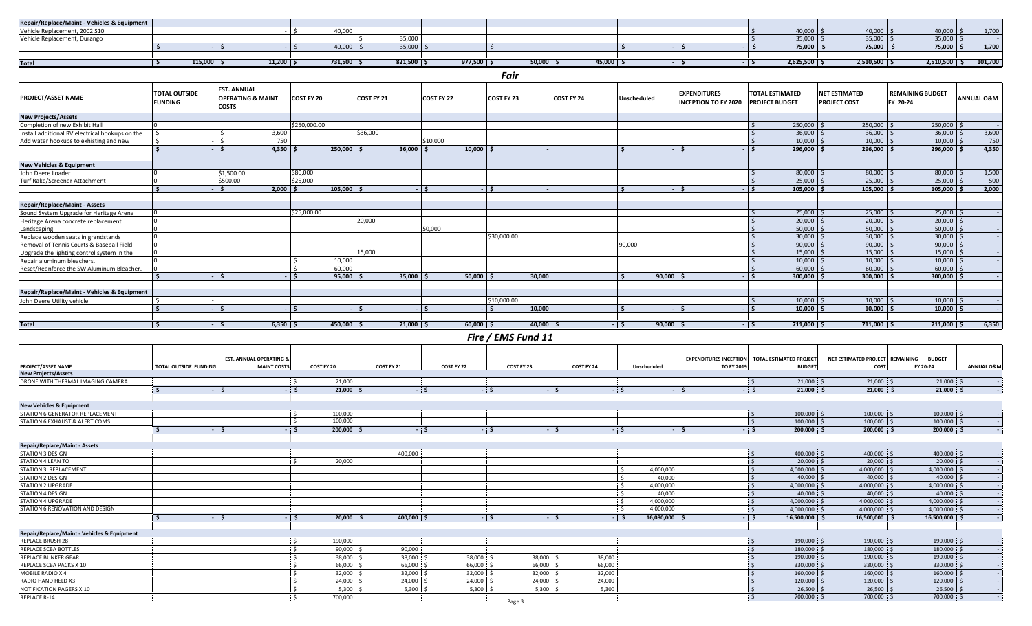| Repair/Replace/Maint - Vehicles & Equipment | | | | | | | | | | | | | |
|---|---|---|---|---|---|---|---|---|---|---|---|---|---|
| Vehicle Replacement, 2002 S10 | | - | $ 40,000 | | | | | | | $ 40,000 | $ 40,000 | $ 40,000 | $ 1,700 |
| Vehicle Replacement, Durango | | | | $ 35,000 | | | | | | $ 35,000 | $ 35,000 | $ 35,000 | $ - |
| | $ - | $ - | $ 40,000 | $ 35,000 | $ - | $ - | | $ - | $ - | $ 75,000 | $ 75,000 | $ 75,000 | $ 1,700 |
| **Total** | $ 115,000 | $ 11,200 | $ 731,500 | $ 821,500 | $ 977,500 | $ 50,000 | $ 45,000 | $ - | $ - | $ 2,625,500 | $ 2,510,500 | $ 2,510,500 | $ 101,700 |

## Fair

| PROJECT/ASSET NAME | TOTAL OUTSIDE FUNDING | EST. ANNUAL OPERATING & MAINT COSTS | COST FY 20 | COST FY 21 | COST FY 22 | COST FY 23 | COST FY 24 | Unscheduled | EXPENDITURES INCEPTION TO FY 2020 | TOTAL ESTIMATED PROJECT BUDGET | NET ESTIMATED PROJECT COST | REMAINING BUDGET FY 20-24 | ANNUAL O&M |
|---|---|---|---|---|---|---|---|---|---|---|---|---|---|
| **New Projects/Assets** | | | | | | | | | | | | | |
| Completion of new Exhibit Hall | 0 | | $250,000.00 | | | | | | | $ 250,000 | $ 250,000 | $ 250,000 | $ - |
| Install additional RV electrical hookups on the | $ - | $ 3,600 | | $36,000 | | | | | | $ 36,000 | $ 36,000 | $ 36,000 | $ 3,600 |
| Add water hookups to exhisting and new | $ - | $ 750 | | | $10,000 | | | | | $ 10,000 | $ 10,000 | $ 10,000 | $ 750 |
| | $ - | $ 4,350 | $ 250,000 | $ 36,000 | $ 10,000 | $ - | | $ - | $ - | $ 296,000 | $ 296,000 | $ 296,000 | $ 4,350 |
| **New Vehicles & Equipment** | | | | | | | | | | | | | |
| John Deere Loader | 0 | $1,500.00 | $80,000 | | | | | | | $ 80,000 | $ 80,000 | $ 80,000 | $ 1,500 |
| Turf Rake/Screener Attachment | 0 | $500.00 | $25,000 | | | | | | | $ 25,000 | $ 25,000 | $ 25,000 | $ 500 |
| | $ - | $ 2,000 | $ 105,000 | $ - | $ - | $ - | | $ - | $ - | $ 105,000 | $ 105,000 | $ 105,000 | $ 2,000 |
| **Repair/Replace/Maint - Assets** | | | | | | | | | | | | | |
| Sound System Upgrade for Heritage Arena | 0 | | $25,000.00 | | | | | | | $ 25,000 | $ 25,000 | $ 25,000 | $ - |
| Heritage Arena concrete replacement | 0 | | | 20,000 | | | | | | $ 20,000 | $ 20,000 | $ 20,000 | $ - |
| Landscaping | 0 | | | | 50,000 | | | | | $ 50,000 | $ 50,000 | $ 50,000 | $ - |
| Replace wooden seats in grandstands | 0 | | | | | $30,000.00 | | | | $ 30,000 | $ 30,000 | $ 30,000 | $ - |
| Removal of Tennis Courts & Baseball Field | 0 | | | | | | | 90,000 | | $ 90,000 | $ 90,000 | $ 90,000 | $ - |
| Upgrade the lighting control system in the | 0 | | | 15,000 | | | | | | $ 15,000 | $ 15,000 | $ 15,000 | $ - |
| Repair aluminum bleachers. | 0 | | $ 10,000 | | | | | | | $ 10,000 | $ 10,000 | $ 10,000 | $ - |
| Reset/Reenforce the SW Aluminum Bleacher. | 0 | | $ 60,000 | | | | | | | $ 60,000 | $ 60,000 | $ 60,000 | $ - |
| | $ - | $ - | $ 95,000 | $ 35,000 | $ 50,000 | $ 30,000 | | $ 90,000 | $ - | $ 300,000 | $ 300,000 | $ 300,000 | $ - |
| **Repair/Replace/Maint - Vehicles & Equipment** | | | | | | | | | | | | | |
| John Deere Utility vehicle | $ - | | | | | $10,000.00 | | | | $ 10,000 | $ 10,000 | $ 10,000 | $ - |
| | $ - | $ - | $ - | $ - | $ - | $ 10,000 | | $ - | $ - | $ 10,000 | $ 10,000 | $ 10,000 | $ - |
| **Total** | $ - | $ 6,350 | $ 450,000 | $ 71,000 | $ 60,000 | $ 40,000 | $ - | $ 90,000 | $ - | $ 711,000 | $ 711,000 | $ 711,000 | $ 6,350 |

## Fire / EMS Fund 11

| PROJECT/ASSET NAME | TOTAL OUTSIDE FUNDING | EST. ANNUAL OPERATING & MAINT COSTS | COST FY 20 | COST FY 21 | COST FY 22 | COST FY 23 | COST FY 24 | Unscheduled | EXPENDITURES INCEPTION TO FY 2019 | TOTAL ESTIMATED PROJECT BUDGET | NET ESTIMATED PROJECT COST | REMAINING BUDGET FY 20-24 | ANNUAL O&M |
|---|---|---|---|---|---|---|---|---|---|---|---|---|---|
| **New Projects/Assets** | | | | | | | | | | | | | |
| DRONE WITH THERMAL IMAGING CAMERA | | | $ 21,000 | | | | | | | $ 21,000 | $ 21,000 | $ 21,000 | $ - |
| | $ - | $ - | $ 21,000 | $ - | $ - | $ - | $ - | $ - | $ - | $ 21,000 | $ 21,000 | $ 21,000 | $ - |
| **New Vehicles & Equipment** | | | | | | | | | | | | | |
| STATION 6 GENERATOR REPLACEMENT | | | $ 100,000 | | | | | | | $ 100,000 | $ 100,000 | $ 100,000 | $ - |
| STATION 6 EXHAUST & ALERT COMS | | | $ 100,000 | | | | | | | $ 100,000 | $ 100,000 | $ 100,000 | $ - |
| | $ - | $ - | $ 200,000 | $ - | $ - | $ - | $ - | $ - | $ - | $ 200,000 | $ 200,000 | $ 200,000 | $ - |
| **Repair/Replace/Maint - Assets** | | | | | | | | | | | | | |
| STATION 3 DESIGN | | | | 400,000 | | | | | | $ 400,000 | $ 400,000 | $ 400,000 | $ - |
| STATION 4 LEAN TO | | | $ 20,000 | | | | | | | $ 20,000 | $ 20,000 | $ 20,000 | $ - |
| STATION 3 REPLACEMENT | | | | | | | | $ 4,000,000 | | $ 4,000,000 | $ 4,000,000 | $ 4,000,000 | $ - |
| STATION 2 DESIGN | | | | | | | | $ 40,000 | | $ 40,000 | $ 40,000 | $ 40,000 | $ - |
| STATION 2 UPGRADE | | | | | | | | $ 4,000,000 | | $ 4,000,000 | $ 4,000,000 | $ 4,000,000 | $ - |
| STATION 4 DESIGN | | | | | | | | $ 40,000 | | $ 40,000 | $ 40,000 | $ 40,000 | $ - |
| STATION 4 UPGRADE | | | | | | | | $ 4,000,000 | | $ 4,000,000 | $ 4,000,000 | $ 4,000,000 | $ - |
| STATION 6 RENOVATION AND DESIGN | | | | | | | | $ 4,000,000 | | $ 4,000,000 | $ 4,000,000 | $ 4,000,000 | $ - |
| | $ - | $ - | $ 20,000 | $ 400,000 | $ - | $ - | $ - | $ 16,080,000 | $ - | $ 16,500,000 | $ 16,500,000 | $ 16,500,000 | $ - |
| **Repair/Replace/Maint - Vehicles & Equipment** | | | | | | | | | | | | | |
| REPLACE BRUSH 28 | | | $ 190,000 | | | | | | | $ 190,000 | $ 190,000 | $ 190,000 | $ - |
| REPLACE SCBA BOTTLES | | | $ 90,000 | $ 90,000 | | | | | | $ 180,000 | $ 180,000 | $ 180,000 | $ - |
| REPLACE BUNKER GEAR | | | $ 38,000 | $ 38,000 | $ 38,000 | $ 38,000 | $ 38,000 | | | $ 190,000 | $ 190,000 | $ 190,000 | $ - |
| REPLACE SCBA PACKS X 10 | | | $ 66,000 | $ 66,000 | $ 66,000 | $ 66,000 | $ 66,000 | | | $ 330,000 | $ 330,000 | $ 330,000 | $ - |
| MOBILE RADIO X 4 | | | $ 32,000 | $ 32,000 | $ 32,000 | $ 32,000 | $ 32,000 | | | $ 160,000 | $ 160,000 | $ 160,000 | $ - |
| RADIO HAND HELD X3 | | | $ 24,000 | $ 24,000 | $ 24,000 | $ 24,000 | $ 24,000 | | | $ 120,000 | $ 120,000 | $ 120,000 | $ - |
| NOTIFICATION PAGERS X 10 | | | $ 5,300 | $ 5,300 | $ 5,300 | $ 5,300 | $ 5,300 | | | $ 26,500 | $ 26,500 | $ 26,500 | $ - |
| REPLACE R-14 | | | $ 700,000 | | | | | | | $ 700,000 | $ 700,000 | $ 700,000 | $ - |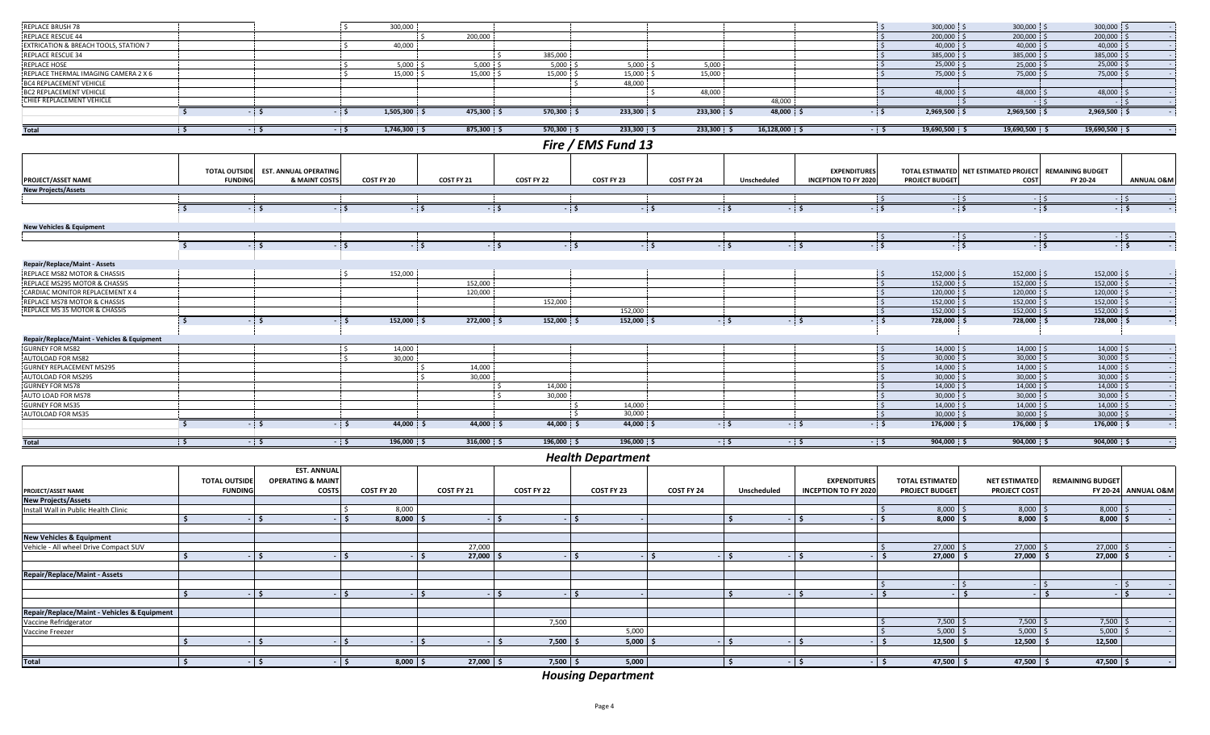| PROJECT/ASSET NAME | TOTAL OUTSIDE FUNDING | EST. ANNUAL OPERATING & MAINT COSTS | COST FY 20 | COST FY 21 | COST FY 22 | COST FY 23 | COST FY 24 | Unscheduled | EXPENDITURES INCEPTION TO FY 2020 | TOTAL ESTIMATED PROJECT BUDGET | NET ESTIMATED PROJECT COST | REMAINING BUDGET FY 20-24 | ANNUAL O&M |
|---|---|---|---|---|---|---|---|---|---|---|---|---|---|
| REPLACE BRUSH 78 | | | $ 300,000 | | | | | | | $ 300,000 | $ 300,000 | $ 300,000 | $ - |
| REPLACE RESCUE 44 | | | | $ 200,000 | | | | | | $ 200,000 | $ 200,000 | $ 200,000 | $ - |
| EXTRICATION & BREACH TOOLS, STATION 7 | | | $ 40,000 | | | | | | | $ 40,000 | $ 40,000 | $ 40,000 | $ - |
| REPLACE RESCUE 34 | | | | | $ 385,000 | | | | | $ 385,000 | $ 385,000 | $ 385,000 | $ - |
| REPLACE HOSE | | | $ 5,000 | $ 5,000 | $ 5,000 | $ 5,000 | $ 5,000 | | | $ 25,000 | $ 25,000 | $ 25,000 | $ - |
| REPLACE THERMAL IMAGING CAMERA 2 X 6 | | | $ 15,000 | $ 15,000 | $ 15,000 | $ 15,000 | $ 15,000 | | | $ 75,000 | $ 75,000 | $ 75,000 | $ - |
| BC4 REPLACEMENT VEHICLE | | | | | | $ 48,000 | | | | | | | |
| BC2 REPLACEMENT VEHICLE | | | | | | | $ 48,000 | | | $ 48,000 | $ 48,000 | $ 48,000 | $ - |
| CHIEF REPLACEMENT VEHICLE | | | | | | | | 48,000 | | | $ - | $ - | $ - |
| | $ - | $ - | $ 1,505,300 | $ 475,300 | $ 570,300 | $ 233,300 | $ 233,300 | $ 48,000 | $ - | $ 2,969,500 | $ 2,969,500 | $ 2,969,500 | $ - |
| **Total** | $ - | $ - | $ 1,746,300 | $ 875,300 | $ 570,300 | $ 233,300 | $ 233,300 | $ 16,128,000 | $ - | $ 19,690,500 | $ 19,690,500 | $ 19,690,500 | $ - |

# Fire / EMS Fund 13

| PROJECT/ASSET NAME | TOTAL OUTSIDE FUNDING | EST. ANNUAL OPERATING & MAINT COSTS | COST FY 20 | COST FY 21 | COST FY 22 | COST FY 23 | COST FY 24 | Unscheduled | EXPENDITURES INCEPTION TO FY 2020 | TOTAL ESTIMATED PROJECT BUDGET | NET ESTIMATED PROJECT COST | REMAINING BUDGET FY 20-24 | ANNUAL O&M |
|---|---|---|---|---|---|---|---|---|---|---|---|---|---|
| **New Projects/Assets** | | | | | | | | | | | | | |
| | | | | | | | | | | $ - | $ - | $ - | $ - |
| | $ - | $ - | $ - | $ - | $ - | $ - | $ - | $ - | $ - | $ - | $ - | $ - | $ - |
| **New Vehicles & Equipment** | | | | | | | | | | | | | |
| | | | | | | | | | | $ - | $ - | $ - | $ - |
| | $ - | $ - | $ - | $ - | $ - | $ - | $ - | $ - | $ - | $ - | $ - | $ - | $ - |
| **Repair/Replace/Maint - Assets** | | | | | | | | | | | | | |
| REPLACE MS82 MOTOR & CHASSIS | | | $ 152,000 | | | | | | | $ 152,000 | $ 152,000 | $ 152,000 | $ - |
| REPLACE MS295 MOTOR & CHASSIS | | | | 152,000 | | | | | | $ 152,000 | $ 152,000 | $ 152,000 | $ - |
| CARDIAC MONITOR REPLACEMENT X 4 | | | | 120,000 | | | | | | $ 120,000 | $ 120,000 | $ 120,000 | $ - |
| REPLACE MS78 MOTOR & CHASSIS | | | | | 152,000 | | | | | $ 152,000 | $ 152,000 | $ 152,000 | $ - |
| REPLACE MS 35 MOTOR & CHASSIS | | | | | | 152,000 | | | | $ 152,000 | $ 152,000 | $ 152,000 | $ - |
| | $ - | $ - | $ 152,000 | $ 272,000 | $ 152,000 | $ 152,000 | $ - | $ - | $ - | $ 728,000 | $ 728,000 | $ 728,000 | $ - |
| **Repair/Replace/Maint - Vehicles & Equipment** | | | | | | | | | | | | | |
| GURNEY FOR MS82 | | | $ 14,000 | | | | | | | $ 14,000 | $ 14,000 | $ 14,000 | $ - |
| AUTOLOAD FOR MS82 | | | $ 30,000 | | | | | | | $ 30,000 | $ 30,000 | $ 30,000 | $ - |
| GURNEY REPLACEMENT MS295 | | | | $ 14,000 | | | | | | $ 14,000 | $ 14,000 | $ 14,000 | $ - |
| AUTOLOAD FOR MS295 | | | | $ 30,000 | | | | | | $ 30,000 | $ 30,000 | $ 30,000 | $ - |
| GURNEY FOR MS78 | | | | | $ 14,000 | | | | | $ 14,000 | $ 14,000 | $ 14,000 | $ - |
| AUTO LOAD FOR MS78 | | | | | $ 30,000 | | | | | $ 30,000 | $ 30,000 | $ 30,000 | $ - |
| GURNEY FOR MS35 | | | | | | $ 14,000 | | | | $ 14,000 | $ 14,000 | $ 14,000 | $ - |
| AUTOLOAD FOR MS35 | | | | | | $ 30,000 | | | | $ 30,000 | $ 30,000 | $ 30,000 | $ - |
| | $ - | $ - | $ 44,000 | $ 44,000 | $ 44,000 | $ 44,000 | $ - | $ - | $ - | $ 176,000 | $ 176,000 | $ 176,000 | $ - |
| **Total** | $ - | $ - | $ 196,000 | $ 316,000 | $ 196,000 | $ 196,000 | $ - | $ - | $ - | $ 904,000 | $ 904,000 | $ 904,000 | $ - |

# Health Department

| PROJECT/ASSET NAME | TOTAL OUTSIDE FUNDING | EST. ANNUAL OPERATING & MAINT COSTS | COST FY 20 | COST FY 21 | COST FY 22 | COST FY 23 | COST FY 24 | Unscheduled | EXPENDITURES INCEPTION TO FY 2020 | TOTAL ESTIMATED PROJECT BUDGET | NET ESTIMATED PROJECT COST | REMAINING BUDGET FY 20-24 | ANNUAL O&M |
|---|---|---|---|---|---|---|---|---|---|---|---|---|---|
| **New Projects/Assets** | | | | | | | | | | | | | |
| Install Wall in Public Health Clinic | | | $ 8,000 | | | | | | | $ 8,000 | $ 8,000 | $ 8,000 | $ - |
| | $ - | $ - | $ 8,000 | $ - | $ - | $ - | | $ - | $ - | $ 8,000 | $ 8,000 | $ 8,000 | $ - |
| **New Vehicles & Equipment** | | | | | | | | | | | | | |
| Vehicle - All wheel Drive Compact SUV | | | | 27,000 | | | | | | $ 27,000 | $ 27,000 | $ 27,000 | $ - |
| | $ - | $ - | $ - | $ 27,000 | $ - | $ - | $ - | $ - | $ - | $ 27,000 | $ 27,000 | $ 27,000 | $ - |
| **Repair/Replace/Maint - Assets** | | | | | | | | | | | | | |
| | | | | | | | | | | $ - | $ - | $ - | $ - |
| | $ - | $ - | $ - | $ - | $ - | $ - | | $ - | $ - | $ - | $ - | $ - | $ - |
| **Repair/Replace/Maint - Vehicles & Equipment** | | | | | | | | | | | | | |
| Vaccine Refridgerator | | | | | 7,500 | | | | | $ 7,500 | $ 7,500 | $ 7,500 | $ - |
| Vaccine Freezer | | | | | | 5,000 | | | | $ 5,000 | $ 5,000 | $ 5,000 | $ - |
| | $ - | $ - | $ - | $ - | $ 7,500 | $ 5,000 | $ - | $ - | $ - | $ 12,500 | $ 12,500 | $ 12,500 | |
| **Total** | $ - | $ - | $ 8,000 | $ 27,000 | $ 7,500 | $ 5,000 | | $ - | $ - | $ 47,500 | $ 47,500 | $ 47,500 | $ - |

# Housing Department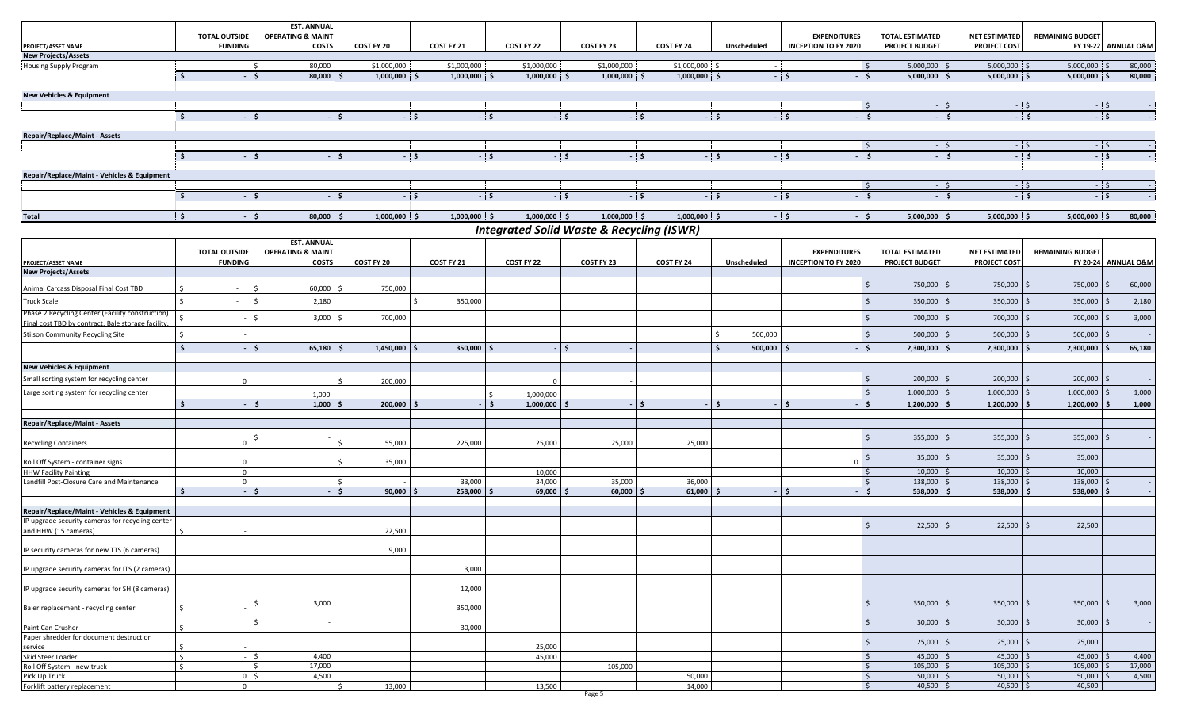| PROJECT/ASSET NAME | TOTAL OUTSIDE FUNDING | EST. ANNUAL OPERATING & MAINT COSTS | COST FY 20 | COST FY 21 | COST FY 22 | COST FY 23 | COST FY 24 | Unscheduled | EXPENDITURES INCEPTION TO FY 2020 | TOTAL ESTIMATED PROJECT BUDGET | NET ESTIMATED PROJECT COST | REMAINING BUDGET FY 19-22 | ANNUAL O&M |
|---|---|---|---|---|---|---|---|---|---|---|---|---|---|
| **New Projects/Assets** | | | | | | | | | | | | | |
| Housing Supply Program | | $ 80,000 | $1,000,000 | $1,000,000 | $1,000,000 | $1,000,000 | $1,000,000 | $ - | | $ 5,000,000 | $ 5,000,000 | $ 5,000,000 | $ 80,000 |
| | $ - | $ 80,000 | $ 1,000,000 | $ 1,000,000 | $ 1,000,000 | $ 1,000,000 | $ 1,000,000 | $ - | $ - | $ 5,000,000 | $ 5,000,000 | $ 5,000,000 | $ 80,000 |
| **New Vehicles & Equipment** | | | | | | | | | | | | | |
| | | | | | | | | | | $ - | $ - | $ - | $ - |
| | $ - | $ - | $ - | $ - | $ - | $ - | $ - | $ - | $ - | $ - | $ - | $ - | $ - |
| **Repair/Replace/Maint - Assets** | | | | | | | | | | | | | |
| | | | | | | | | | | $ - | $ - | $ - | $ - |
| | $ - | $ - | $ - | $ - | $ - | $ - | $ - | $ - | $ - | $ - | $ - | $ - | $ - |
| **Repair/Replace/Maint - Vehicles & Equipment** | | | | | | | | | | | | | |
| | | | | | | | | | | $ - | $ - | $ - | $ - |
| | $ - | $ - | $ - | $ - | $ - | $ - | $ - | $ - | $ - | $ - | $ - | $ - | $ - |
| **Total** | $ - | $ 80,000 | $ 1,000,000 | $ 1,000,000 | $ 1,000,000 | $ 1,000,000 | $ 1,000,000 | $ - | $ - | $ 5,000,000 | $ 5,000,000 | $ 5,000,000 | $ 80,000 |

## *Integrated Solid Waste & Recycling (ISWR)*

| PROJECT/ASSET NAME | TOTAL OUTSIDE FUNDING | EST. ANNUAL OPERATING & MAINT COSTS | COST FY 20 | COST FY 21 | COST FY 22 | COST FY 23 | COST FY 24 | Unscheduled | EXPENDITURES INCEPTION TO FY 2020 | TOTAL ESTIMATED PROJECT BUDGET | NET ESTIMATED PROJECT COST | REMAINING BUDGET FY 20-24 | ANNUAL O&M |
|---|---|---|---|---|---|---|---|---|---|---|---|---|---|
| **New Projects/Assets** | | | | | | | | | | | | | |
| Animal Carcass Disposal Final Cost TBD | $ - | $ 60,000 | $ 750,000 | | | | | | | $ 750,000 | $ 750,000 | $ 750,000 | $ 60,000 |
| Truck Scale | $ - | $ 2,180 | | $ 350,000 | | | | | | $ 350,000 | $ 350,000 | $ 350,000 | $ 2,180 |
| Phase 2 Recycling Center (Facility construction) Final cost TBD by contract. Bale storage facility. | $ - | $ 3,000 | $ 700,000 | | | | | | | $ 700,000 | $ 700,000 | $ 700,000 | $ 3,000 |
| Stilson Community Recycling Site | $ - | | | | | | | $ 500,000 | | $ 500,000 | $ 500,000 | $ 500,000 | $ - |
| | $ - | $ 65,180 | $ 1,450,000 | $ 350,000 | $ - | $ - | | $ 500,000 | $ - | $ 2,300,000 | $ 2,300,000 | $ 2,300,000 | $ 65,180 |
| **New Vehicles & Equipment** | | | | | | | | | | | | | |
| Small sorting system for recycling center | 0 | | $ 200,000 | | 0 | - | | | | $ 200,000 | $ 200,000 | $ 200,000 | $ - |
| Large sorting system for recycling center | | 1,000 | | | $ 1,000,000 | | | | | $ 1,000,000 | $ 1,000,000 | $ 1,000,000 | $ 1,000 |
| | $ - | $ 1,000 | $ 200,000 | $ - | $ 1,000,000 | $ - | $ - | $ - | $ - | $ 1,200,000 | $ 1,200,000 | $ 1,200,000 | $ 1,000 |
| **Repair/Replace/Maint - Assets** | | | | | | | | | | | | | |
| Recycling Containers | 0 | $ - | $ 55,000 | 225,000 | 25,000 | 25,000 | 25,000 | | | $ 355,000 | $ 355,000 | $ 355,000 | $ - |
| Roll Off System - container signs | 0 | | $ 35,000 | | | | | | 0 | $ 35,000 | $ 35,000 | $ 35,000 | |
| HHW Facility Painting | 0 | | | | 10,000 | | | | | $ 10,000 | $ 10,000 | $ 10,000 | |
| Landfill Post-Closure Care and Maintenance | 0 | | $ - | 33,000 | 34,000 | 35,000 | 36,000 | | | $ 138,000 | $ 138,000 | $ 138,000 | $ - |
| | $ - | $ - | $ 90,000 | $ 258,000 | $ 69,000 | $ 60,000 | $ 61,000 | $ - | $ - | $ 538,000 | $ 538,000 | $ 538,000 | $ - |
| **Repair/Replace/Maint - Vehicles & Equipment** | | | | | | | | | | | | | |
| IP upgrade security cameras for recycling center and HHW (15 cameras) | $ - | | 22,500 | | | | | | | $ 22,500 | $ 22,500 | $ 22,500 | |
| IP security cameras for new TTS (6 cameras) | | | 9,000 | | | | | | | | | | |
| IP upgrade security cameras for ITS (2 cameras) | | | | 3,000 | | | | | | | | | |
| IP upgrade security cameras for SH (8 cameras) | | | | 12,000 | | | | | | | | | |
| Baler replacement - recycling center | $ - | $ 3,000 | | 350,000 | | | | | | $ 350,000 | $ 350,000 | $ 350,000 | $ 3,000 |
| Paint Can Crusher | $ - | $ - | | 30,000 | | | | | | $ 30,000 | $ 30,000 | $ 30,000 | $ - |
| Paper shredder for document destruction service | $ - | | | | 25,000 | | | | | $ 25,000 | $ 25,000 | $ 25,000 | |
| Skid Steer Loader | $ - | $ 4,400 | | | 45,000 | | | | | $ 45,000 | $ 45,000 | $ 45,000 | $ 4,400 |
| Roll Off System - new truck | $ - | $ 17,000 | | | | 105,000 | | | | $ 105,000 | $ 105,000 | $ 105,000 | $ 17,000 |
| Pick Up Truck | 0 | $ 4,500 | | | | | 50,000 | | | $ 50,000 | $ 50,000 | $ 50,000 | $ 4,500 |
| Forklift battery replacement | 0 | | $ 13,000 | | 13,500 | | 14,000 | | | $ 40,500 | $ 40,500 | $ 40,500 | |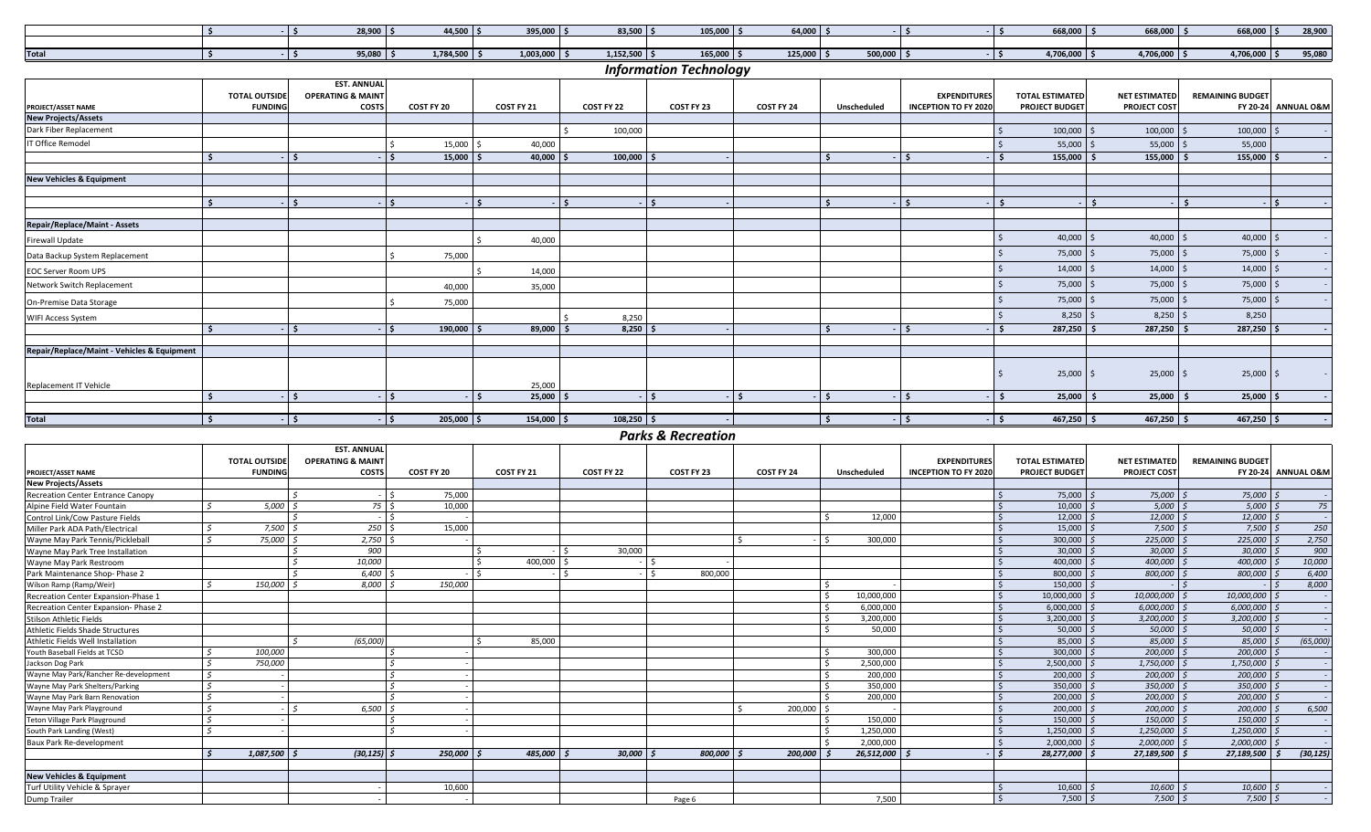| | TOTAL OUTSIDE FUNDING | EST. ANNUAL OPERATING & MAINT COSTS | COST FY 20 | COST FY 21 | COST FY 22 | COST FY 23 | COST FY 24 | Unscheduled | EXPENDITURES INCEPTION TO FY 2020 | TOTAL ESTIMATED PROJECT BUDGET | NET ESTIMATED PROJECT COST | REMAINING BUDGET FY 20-24 | ANNUAL O&M |
|---|---|---|---|---|---|---|---|---|---|---|---|---|---|
| | $ - | $ 28,900 | $ 44,500 | $ 395,000 | $ 83,500 | $ 105,000 | $ 64,000 | $ - | $ - | $ 668,000 | $ 668,000 | $ 668,000 | $ 28,900 |
| **Total** | $ - | $ 95,080 | $ 1,784,500 | $ 1,003,000 | $ 1,152,500 | $ 165,000 | $ 125,000 | $ 500,000 | $ - | $ 4,706,000 | $ 4,706,000 | $ 4,706,000 | $ 95,080 |

## *Information Technology*

| PROJECT/ASSET NAME | TOTAL OUTSIDE FUNDING | EST. ANNUAL OPERATING & MAINT COSTS | COST FY 20 | COST FY 21 | COST FY 22 | COST FY 23 | COST FY 24 | Unscheduled | EXPENDITURES INCEPTION TO FY 2020 | TOTAL ESTIMATED PROJECT BUDGET | NET ESTIMATED PROJECT COST | REMAINING BUDGET FY 20-24 | ANNUAL O&M |
|---|---|---|---|---|---|---|---|---|---|---|---|---|---|
| **New Projects/Assets** | | | | | | | | | | | | | |
| Dark Fiber Replacement | | | | | $ 100,000 | | | | | $ 100,000 | $ 100,000 | $ 100,000 | $ - |
| IT Office Remodel | | | $ 15,000 | $ 40,000 | | | | | | $ 55,000 | $ 55,000 | $ 55,000 | |
| | $ - | $ - | $ 15,000 | $ 40,000 | $ 100,000 | $ - | | $ - | $ - | $ 155,000 | $ 155,000 | $ 155,000 | $ - |
| **New Vehicles & Equipment** | | | | | | | | | | | | | |
| | $ - | $ - | $ - | $ - | $ - | $ - | | $ - | $ - | $ - | $ - | $ - | $ - |
| **Repair/Replace/Maint - Assets** | | | | | | | | | | | | | |
| Firewall Update | | | | $ 40,000 | | | | | | $ 40,000 | $ 40,000 | $ 40,000 | $ - |
| Data Backup System Replacement | | | $ 75,000 | | | | | | | $ 75,000 | $ 75,000 | $ 75,000 | $ - |
| EOC Server Room UPS | | | | $ 14,000 | | | | | | $ 14,000 | $ 14,000 | $ 14,000 | $ - |
| Network Switch Replacement | | | 40,000 | 35,000 | | | | | | $ 75,000 | $ 75,000 | $ 75,000 | $ - |
| On-Premise Data Storage | | | $ 75,000 | | | | | | | $ 75,000 | $ 75,000 | $ 75,000 | $ - |
| WIFI Access System | | | | | $ 8,250 | | | | | $ 8,250 | $ 8,250 | $ 8,250 | |
| | $ - | $ - | $ 190,000 | $ 89,000 | $ 8,250 | $ - | | $ - | $ - | $ 287,250 | $ 287,250 | $ 287,250 | $ - |
| **Repair/Replace/Maint - Vehicles & Equipment** | | | | | | | | | | | | | |
| Replacement IT Vehicle | | | | 25,000 | | | | | | $ 25,000 | $ 25,000 | $ 25,000 | $ - |
| | $ - | $ - | $ - | $ 25,000 | $ - | $ - | $ - | $ - | $ - | $ 25,000 | $ 25,000 | $ 25,000 | $ - |
| **Total** | $ - | $ - | $ 205,000 | $ 154,000 | $ 108,250 | $ - | | $ - | $ - | $ 467,250 | $ 467,250 | $ 467,250 | $ - |

## *Parks & Recreation*

| PROJECT/ASSET NAME | TOTAL OUTSIDE FUNDING | EST. ANNUAL OPERATING & MAINT COSTS | COST FY 20 | COST FY 21 | COST FY 22 | COST FY 23 | COST FY 24 | Unscheduled | EXPENDITURES INCEPTION TO FY 2020 | TOTAL ESTIMATED PROJECT BUDGET | NET ESTIMATED PROJECT COST | REMAINING BUDGET FY 20-24 | ANNUAL O&M |
|---|---|---|---|---|---|---|---|---|---|---|---|---|---|
| **New Projects/Assets** | | | | | | | | | | | | | |
| Recreation Center Entrance Canopy | | $ - | $ 75,000 | | | | | | | $ 75,000 | $ 75,000 | $ 75,000 | $ - |
| Alpine Field Water Fountain | $ 5,000 | $ 75 | $ 10,000 | | | | | | | $ 10,000 | $ 5,000 | $ 5,000 | $ 75 |
| Control Link/Cow Pasture Fields | | $ - | $ - | | | | | $ 12,000 | | $ 12,000 | $ 12,000 | $ 12,000 | $ - |
| Miller Park ADA Path/Electrical | $ 7,500 | $ 250 | $ 15,000 | | | | | | | $ 15,000 | $ 7,500 | $ 7,500 | $ 250 |
| Wayne May Park Tennis/Pickleball | $ 75,000 | $ 2,750 | $ - | | | | $ - | $ 300,000 | | $ 300,000 | $ 225,000 | $ 225,000 | $ 2,750 |
| Wayne May Park Tree Installation | | $ 900 | | $ - | $ 30,000 | | | | | $ 30,000 | $ 30,000 | $ 30,000 | $ 900 |
| Wayne May Park Restroom | | $ 10,000 | | $ 400,000 | $ - | $ - | | | | $ 400,000 | $ 400,000 | $ 400,000 | $ 10,000 |
| Park Maintenance Shop- Phase 2 | | $ 6,400 | $ - | $ - | $ - | $ 800,000 | | | | $ 800,000 | $ 800,000 | $ 800,000 | $ 6,400 |
| Wilson Ramp (Ramp/Weir) | $ 150,000 | $ 8,000 | $ 150,000 | | | | | $ - | | $ 150,000 | $ - | $ - | $ 8,000 |
| Recreation Center Expansion-Phase 1 | | | | | | | | $ 10,000,000 | | $ 10,000,000 | $ 10,000,000 | $ 10,000,000 | $ - |
| Recreation Center Expansion- Phase 2 | | | | | | | | $ 6,000,000 | | $ 6,000,000 | $ 6,000,000 | $ 6,000,000 | $ - |
| Stilson Athletic Fields | | | | | | | | $ 3,200,000 | | $ 3,200,000 | $ 3,200,000 | $ 3,200,000 | $ - |
| Athletic Fields Shade Structures | | | | | | | | $ 50,000 | | $ 50,000 | $ 50,000 | $ 50,000 | $ - |
| Athletic Fields Well Installation | | $ (65,000) | | $ 85,000 | | | | | | $ 85,000 | $ 85,000 | $ 85,000 | $ (65,000) |
| Youth Baseball Fields at TCSD | $ 100,000 | | $ - | | | | | $ 300,000 | | $ 300,000 | $ 200,000 | $ 200,000 | $ - |
| Jackson Dog Park | $ 750,000 | | $ - | | | | | $ 2,500,000 | | $ 2,500,000 | $ 1,750,000 | $ 1,750,000 | $ - |
| Wayne May Park/Rancher Re-development | $ - | | $ - | | | | | $ 200,000 | | $ 200,000 | $ 200,000 | $ 200,000 | $ - |
| Wayne May Park Shelters/Parking | $ - | | $ - | | | | | $ 350,000 | | $ 350,000 | $ 350,000 | $ 350,000 | $ - |
| Wayne May Park Barn Renovation | $ - | | $ - | | | | | $ 200,000 | | $ 200,000 | $ 200,000 | $ 200,000 | $ - |
| Wayne May Park Playground | $ - | $ 6,500 | $ - | | | | $ 200,000 | $ - | | $ 200,000 | $ 200,000 | $ 200,000 | $ 6,500 |
| Teton Village Park Playground | $ - | | $ - | | | | | $ 150,000 | | $ 150,000 | $ 150,000 | $ 150,000 | $ - |
| South Park Landing (West) | $ - | | $ - | | | | | $ 1,250,000 | | $ 1,250,000 | $ 1,250,000 | $ 1,250,000 | $ - |
| Baux Park Re-development | | | | | | | | $ 2,000,000 | | $ 2,000,000 | $ 2,000,000 | $ 2,000,000 | $ - |
| | $ 1,087,500 | $ (30,125) | $ 250,000 | $ 485,000 | $ 30,000 | $ 800,000 | $ 200,000 | $ 26,512,000 | $ - | $ 28,277,000 | $ 27,189,500 | $ 27,189,500 | $ (30,125) |
| **New Vehicles & Equipment** | | | | | | | | | | | | | |
| Turf Utility Vehicle & Sprayer | | - | 10,600 | | | | | | | $ 10,600 | $ 10,600 | $ 10,600 | $ - |
| Dump Trailer | | - | - | | | | | 7,500 | | $ 7,500 | $ 7,500 | $ 7,500 | $ - |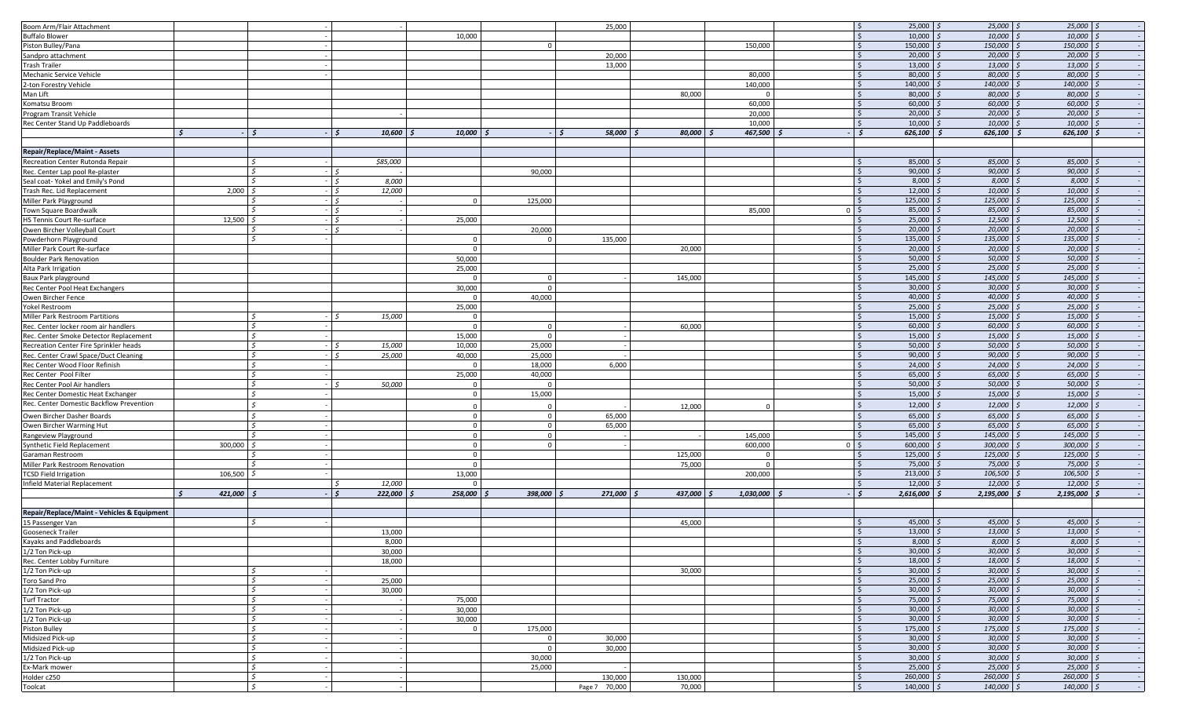| | | | | | | | | | | | | | |
|---|---|---|---|---|---|---|---|---|---|---|---|---|---|
| Boom Arm/Flair Attachment | | - | - | | | 25,000 | | | | $ 25,000 | $ 25,000 | $ 25,000 | $ - |
| Buffalo Blower | | - | | 10,000 | | | | | | $ 10,000 | $ 10,000 | $ 10,000 | $ - |
| Piston Bulley/Pana | | - | | | 0 | | | 150,000 | | $ 150,000 | $ 150,000 | $ 150,000 | $ - |
| Sandpro attachment | | - | | | | 20,000 | | | | $ 20,000 | $ 20,000 | $ 20,000 | $ - |
| Trash Trailer | | - | | | | 13,000 | | | | $ 13,000 | $ 13,000 | $ 13,000 | $ - |
| Mechanic Service Vehicle | | - | | | | | | 80,000 | | $ 80,000 | $ 80,000 | $ 80,000 | $ - |
| 2-ton Forestry Vehicle | | | | | | | | 140,000 | | $ 140,000 | $ 140,000 | $ 140,000 | $ - |
| Man Lift | | | | | | | 80,000 | 0 | | $ 80,000 | $ 80,000 | $ 80,000 | $ - |
| Komatsu Broom | | | | | | | | 60,000 | | $ 60,000 | $ 60,000 | $ 60,000 | $ - |
| Program Transit Vehicle | | | - | | | | | 20,000 | | $ 20,000 | $ 20,000 | $ 20,000 | $ - |
| Rec Center Stand Up Paddleboards | | | | | | | | 10,000 | | $ 10,000 | $ 10,000 | $ 10,000 | $ - |
| | $ - | $ - | $ 10,600 | $ 10,000 | $ - | $ 58,000 | $ 80,000 | $ 467,500 | $ - | $ 626,100 | $ 626,100 | $ 626,100 | $ - |
| **Repair/Replace/Maint - Assets** | | | | | | | | | | | | | |
| Recreation Center Rutonda Repair | | $ - | $85,000 | | | | | | | $ 85,000 | $ 85,000 | $ 85,000 | $ - |
| Rec. Center Lap pool Re-plaster | | $ - | $ - | | 90,000 | | | | | $ 90,000 | $ 90,000 | $ 90,000 | $ - |
| Seal coat- Yokel and Emily's Pond | | $ - | $ 8,000 | | | | | | | $ 8,000 | $ 8,000 | $ 8,000 | $ - |
| Trash Rec. Lid Replacement | 2,000 | $ - | $ 12,000 | | | | | | | $ 12,000 | $ 10,000 | $ 10,000 | $ - |
| Miller Park Playground | | $ - | $ - | 0 | 125,000 | | | | | $ 125,000 | $ 125,000 | $ 125,000 | $ - |
| Town Square Boardwalk | | $ - | $ - | | | | | 85,000 | 0 | $ 85,000 | $ 85,000 | $ 85,000 | $ - |
| HS Tennis Court Re-surface | 12,500 | $ - | $ - | 25,000 | | | | | | $ 25,000 | $ 12,500 | $ 12,500 | $ - |
| Owen Bircher Volleyball Court | | $ - | $ - | | 20,000 | | | | | $ 20,000 | $ 20,000 | $ 20,000 | $ - |
| Powderhorn Playground | | $ - | | 0 | 0 | 135,000 | | | | $ 135,000 | $ 135,000 | $ 135,000 | $ - |
| Miller Park Court Re-surface | | | | 0 | | | 20,000 | | | $ 20,000 | $ 20,000 | $ 20,000 | $ - |
| Boulder Park Renovation | | | | 50,000 | | | | | | $ 50,000 | $ 50,000 | $ 50,000 | $ - |
| Alta Park Irrigation | | | | 25,000 | | | | | | $ 25,000 | $ 25,000 | $ 25,000 | $ - |
| Baux Park playground | | | | 0 | 0 | - | 145,000 | | | $ 145,000 | $ 145,000 | $ 145,000 | $ - |
| Rec Center Pool Heat Exchangers | | | | 30,000 | 0 | | | | | $ 30,000 | $ 30,000 | $ 30,000 | $ - |
| Owen Bircher Fence | | | | 0 | 40,000 | | | | | $ 40,000 | $ 40,000 | $ 40,000 | $ - |
| Yokel Restroom | | | | 25,000 | | | | | | $ 25,000 | $ 25,000 | $ 25,000 | $ - |
| Miller Park Restroom Partitions | | $ - | $ 15,000 | 0 | | | | | | $ 15,000 | $ 15,000 | $ 15,000 | $ - |
| Rec. Center locker room air handlers | | $ - | | 0 | 0 | - | 60,000 | | | $ 60,000 | $ 60,000 | $ 60,000 | $ - |
| Rec. Center Smoke Detector Replacement | | $ - | | 15,000 | 0 | - | | | | $ 15,000 | $ 15,000 | $ 15,000 | $ - |
| Recreation Center Fire Sprinkler heads | | $ - | $ 15,000 | 10,000 | 25,000 | - | | | | $ 50,000 | $ 50,000 | $ 50,000 | $ - |
| Rec. Center Crawl Space/Duct Cleaning | | $ - | $ 25,000 | 40,000 | 25,000 | - | | | | $ 90,000 | $ 90,000 | $ 90,000 | $ - |
| Rec Center Wood Floor Refinish | | $ - | | 0 | 18,000 | 6,000 | | | | $ 24,000 | $ 24,000 | $ 24,000 | $ - |
| Rec Center Pool Filter | | $ - | | 25,000 | 40,000 | | | | | $ 65,000 | $ 65,000 | $ 65,000 | $ - |
| Rec Center Pool Air handlers | | $ - | $ 50,000 | 0 | 0 | | | | | $ 50,000 | $ 50,000 | $ 50,000 | $ - |
| Rec Center Domestic Heat Exchanger | | $ - | | 0 | 15,000 | | | | | $ 15,000 | $ 15,000 | $ 15,000 | $ - |
| Rec. Center Domestic Backflow Prevention | | $ - | | 0 | 0 | - | 12,000 | 0 | | $ 12,000 | $ 12,000 | $ 12,000 | $ - |
| Owen Bircher Dasher Boards | | $ - | | 0 | 0 | 65,000 | | | | $ 65,000 | $ 65,000 | $ 65,000 | $ - |
| Owen Bircher Warming Hut | | $ - | | 0 | 0 | 65,000 | | | | $ 65,000 | $ 65,000 | $ 65,000 | $ - |
| Rangeview Playground | | $ - | | 0 | 0 | - | - | 145,000 | | $ 145,000 | $ 145,000 | $ 145,000 | $ - |
| Synthetic Field Replacement | 300,000 | $ - | | 0 | 0 | - | | 600,000 | 0 | $ 600,000 | $ 300,000 | $ 300,000 | $ - |
| Garaman Restroom | | $ - | | 0 | | | 125,000 | 0 | | $ 125,000 | $ 125,000 | $ 125,000 | $ - |
| Miller Park Restroom Renovation | | $ - | | 0 | | | 75,000 | 0 | | $ 75,000 | $ 75,000 | $ 75,000 | $ - |
| TCSD Field Irrigation | 106,500 | $ - | | 13,000 | | | | 200,000 | | $ 213,000 | $ 106,500 | $ 106,500 | $ - |
| Infield Material Replacement | | | $ 12,000 | 0 | | | | | | $ 12,000 | $ 12,000 | $ 12,000 | $ - |
| | $ 421,000 | $ - | $ 222,000 | $ 258,000 | $ 398,000 | $ 271,000 | $ 437,000 | $ 1,030,000 | $ - | $ 2,616,000 | $ 2,195,000 | $ 2,195,000 | $ - |
| **Repair/Replace/Maint - Vehicles & Equipment** | | | | | | | | | | | | | |
| 15 Passenger Van | | $ - | | | | | 45,000 | | | $ 45,000 | $ 45,000 | $ 45,000 | $ - |
| Gooseneck Trailer | | | 13,000 | | | | | | | $ 13,000 | $ 13,000 | $ 13,000 | $ - |
| Kayaks and Paddleboards | | | 8,000 | | | | | | | $ 8,000 | $ 8,000 | $ 8,000 | $ - |
| 1/2 Ton Pick-up | | | 30,000 | | | | | | | $ 30,000 | $ 30,000 | $ 30,000 | $ - |
| Rec. Center Lobby Furniture | | | 18,000 | | | | | | | $ 18,000 | $ 18,000 | $ 18,000 | $ - |
| 1/2 Ton Pick-up | | $ - | | | | | 30,000 | | | $ 30,000 | $ 30,000 | $ 30,000 | $ - |
| Toro Sand Pro | | $ - | 25,000 | | | | | | | $ 25,000 | $ 25,000 | $ 25,000 | $ - |
| 1/2 Ton Pick-up | | $ - | 30,000 | | | | | | | $ 30,000 | $ 30,000 | $ 30,000 | $ - |
| Turf Tractor | | $ - | - | 75,000 | | | | | | $ 75,000 | $ 75,000 | $ 75,000 | $ - |
| 1/2 Ton Pick-up | | $ - | - | 30,000 | | | | | | $ 30,000 | $ 30,000 | $ 30,000 | $ - |
| 1/2 Ton Pick-up | | $ - | - | 30,000 | | | | | | $ 30,000 | $ 30,000 | $ 30,000 | $ - |
| Piston Bulley | | $ - | - | 0 | 175,000 | | | | | $ 175,000 | $ 175,000 | $ 175,000 | $ - |
| Midsized Pick-up | | $ - | - | | 0 | 30,000 | | | | $ 30,000 | $ 30,000 | $ 30,000 | $ - |
| Midsized Pick-up | | $ - | - | | 0 | 30,000 | | | | $ 30,000 | $ 30,000 | $ 30,000 | $ - |
| 1/2 Ton Pick-up | | $ - | - | | 30,000 | | | | | $ 30,000 | $ 30,000 | $ 30,000 | $ - |
| Ex-Mark mower | | $ - | - | | 25,000 | - | | | | $ 25,000 | $ 25,000 | $ 25,000 | $ - |
| Holder c250 | | $ - | - | | | 130,000 | 130,000 | | | $ 260,000 | $ 260,000 | $ 260,000 | $ - |
| Toolcat | | $ - | - | | | 70,000 | 70,000 | | | $ 140,000 | $ 140,000 | $ 140,000 | $ - |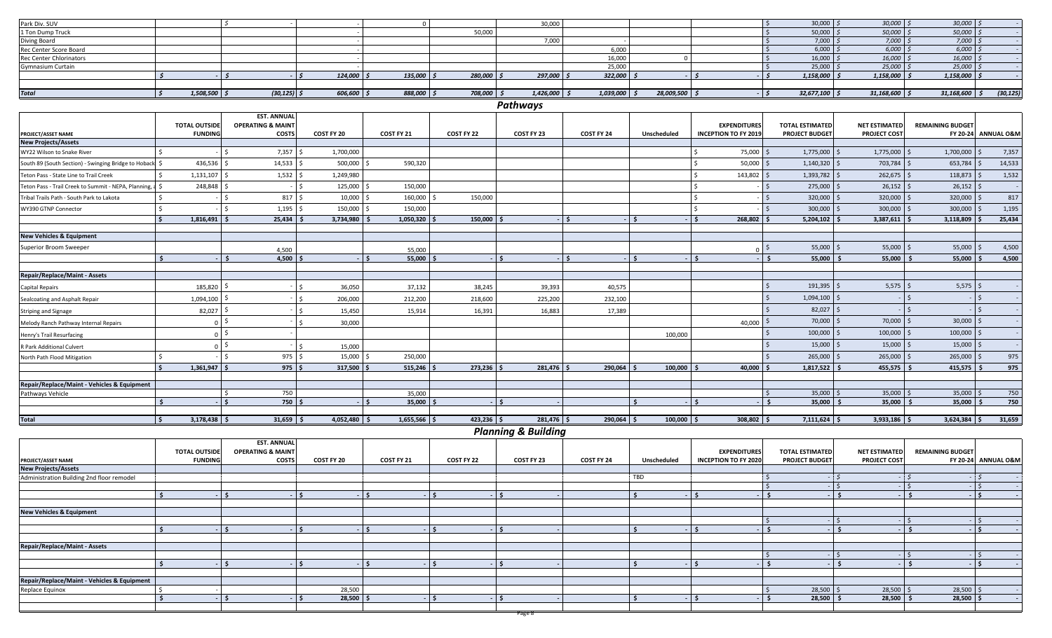| Park Div. SUV | | $ - | - | 0 | | 30,000 | | | | $ 30,000 | $ 30,000 | $ 30,000 | $ - |
|---|---|---|---|---|---|---|---|---|---|---|---|---|---|
| 1 Ton Dump Truck | | | - | | 50,000 | | | | | $ 50,000 | $ 50,000 | $ 50,000 | $ - |
| Diving Board | | | - | | | 7,000 | | | | $ 7,000 | $ 7,000 | $ 7,000 | $ - |
| Rec Center Score Board | | | - | | | | 6,000 | | | $ 6,000 | $ 6,000 | $ 6,000 | $ - |
| Rec Center Chlorinators | | | - | | | | 16,000 | 0 | | $ 16,000 | $ 16,000 | $ 16,000 | $ - |
| Gymnasium Curtain | | | - | | | | 25,000 | | | $ 25,000 | $ 25,000 | $ 25,000 | $ - |
| | $ - | $ - | $ 124,000 | $ 135,000 | $ 280,000 | $ 297,000 | $ 322,000 | $ - | $ - | $ 1,158,000 | $ 1,158,000 | $ 1,158,000 | $ - |
| **Total** | $ 1,508,500 | $ (30,125) | $ 606,600 | $ 888,000 | $ 708,000 | $ 1,426,000 | $ 1,039,000 | $ 28,009,500 | $ - | $ 32,677,100 | $ 31,168,600 | $ 31,168,600 | $ (30,125) |

## *Pathways*

| PROJECT/ASSET NAME | TOTAL OUTSIDE FUNDING | EST. ANNUAL OPERATING & MAINT COSTS | COST FY 20 | COST FY 21 | COST FY 22 | COST FY 23 | COST FY 24 | Unscheduled | EXPENDITURES INCEPTION TO FY 2019 | TOTAL ESTIMATED PROJECT BUDGET | NET ESTIMATED PROJECT COST | REMAINING BUDGET FY 20-24 | ANNUAL O&M |
|---|---|---|---|---|---|---|---|---|---|---|---|---|---|
| **New Projects/Assets** | | | | | | | | | | | | | |
| WY22 Wilson to Snake River | $ - | $ 7,357 | $ 1,700,000 | | | | | | $ 75,000 | $ 1,775,000 | $ 1,775,000 | $ 1,700,000 | $ 7,357 |
| South 89 (South Section) - Swinging Bridge to Hoback | $ 436,536 | $ 14,533 | $ 500,000 | $ 590,320 | | | | | $ 50,000 | $ 1,140,320 | $ 703,784 | $ 653,784 | $ 14,533 |
| Teton Pass - State Line to Trail Creek | $ 1,131,107 | $ 1,532 | $ 1,249,980 | | | | | | $ 143,802 | $ 1,393,782 | $ 262,675 | $ 118,873 | $ 1,532 |
| Teton Pass - Trail Creek to Summit - NEPA, Planning, ... | $ 248,848 | $ - | $ 125,000 | $ 150,000 | | | | | $ - | $ 275,000 | $ 26,152 | $ 26,152 | $ - |
| Tribal Trails Path - South Park to Lakota | $ - | $ 817 | $ 10,000 | $ 160,000 | $ 150,000 | | | | $ - | $ 320,000 | $ 320,000 | $ 320,000 | $ 817 |
| WY390 GTNP Connector | $ - | $ 1,195 | $ 150,000 | $ 150,000 | | | | | $ - | $ 300,000 | $ 300,000 | $ 300,000 | $ 1,195 |
| | $ 1,816,491 | $ 25,434 | $ 3,734,980 | $ 1,050,320 | $ 150,000 | $ - | $ - | $ - | $ 268,802 | $ 5,204,102 | $ 3,387,611 | $ 3,118,809 | $ 25,434 |
| **New Vehicles & Equipment** | | | | | | | | | | | | | |
| Superior Broom Sweeper | | 4,500 | | 55,000 | | | | | 0 | $ 55,000 | $ 55,000 | $ 55,000 | $ 4,500 |
| | $ - | $ 4,500 | $ - | $ 55,000 | $ - | $ - | $ - | $ - | $ - | $ 55,000 | $ 55,000 | $ 55,000 | $ 4,500 |
| **Repair/Replace/Maint - Assets** | | | | | | | | | | | | | |
| Capital Repairs | 185,820 | $ - | $ 36,050 | 37,132 | 38,245 | 39,393 | 40,575 | | | $ 191,395 | $ 5,575 | $ 5,575 | $ - |
| Sealcoating and Asphalt Repair | 1,094,100 | $ - | $ 206,000 | 212,200 | 218,600 | 225,200 | 232,100 | | | $ 1,094,100 | $ - | $ - | $ - |
| Striping and Signage | 82,027 | $ - | $ 15,450 | 15,914 | 16,391 | 16,883 | 17,389 | | | $ 82,027 | $ - | $ - | $ - |
| Melody Ranch Pathway Internal Repairs | 0 | $ - | $ 30,000 | | | | | | 40,000 | $ 70,000 | $ 70,000 | $ 30,000 | $ - |
| Henry's Trail Resurfacing | 0 | $ - | | | | | | 100,000 | | $ 100,000 | $ 100,000 | $ 100,000 | $ - |
| R Park Additional Culvert | 0 | $ - | $ 15,000 | | | | | | | $ 15,000 | $ 15,000 | $ 15,000 | $ - |
| North Path Flood Mitigation | $ - | $ 975 | $ 15,000 | $ 250,000 | | | | | | $ 265,000 | $ 265,000 | $ 265,000 | 975 |
| | $ 1,361,947 | $ 975 | $ 317,500 | $ 515,246 | $ 273,236 | $ 281,476 | $ 290,064 | $ 100,000 | $ 40,000 | $ 1,817,522 | $ 455,575 | $ 415,575 | $ 975 |
| **Repair/Replace/Maint - Vehicles & Equipment** | | | | | | | | | | | | | |
| Pathways Vehicle | | $ 750 | | 35,000 | | | | | | $ 35,000 | $ 35,000 | $ 35,000 | $ 750 |
| | $ - | $ 750 | $ - | $ 35,000 | $ - | $ - | | $ - | $ - | $ 35,000 | $ 35,000 | $ 35,000 | $ 750 |
| **Total** | $ 3,178,438 | $ 31,659 | $ 4,052,480 | $ 1,655,566 | $ 423,236 | $ 281,476 | $ 290,064 | $ 100,000 | $ 308,802 | $ 7,111,624 | $ 3,933,186 | $ 3,624,384 | $ 31,659 |

## *Planning & Building*

| PROJECT/ASSET NAME | TOTAL OUTSIDE FUNDING | EST. ANNUAL OPERATING & MAINT COSTS | COST FY 20 | COST FY 21 | COST FY 22 | COST FY 23 | COST FY 24 | Unscheduled | EXPENDITURES INCEPTION TO FY 2020 | TOTAL ESTIMATED PROJECT BUDGET | NET ESTIMATED PROJECT COST | REMAINING BUDGET FY 20-24 | ANNUAL O&M |
|---|---|---|---|---|---|---|---|---|---|---|---|---|---|
| **New Projects/Assets** | | | | | | | | | | | | | |
| Administration Building 2nd floor remodel | | | | | | | | TBD | | $ - | $ - | $ - | $ - |
| | | | | | | | | | | $ - | $ - | $ - | $ - |
| | $ - | $ - | $ - | $ - | $ - | $ - | | $ - | $ - | $ - | $ - | $ - | $ - |
| **New Vehicles & Equipment** | | | | | | | | | | | | | |
| | | | | | | | | | | $ - | $ - | $ - | $ - |
| | $ - | $ - | $ - | $ - | $ - | $ - | | $ - | $ - | $ - | $ - | $ - | $ - |
| **Repair/Replace/Maint - Assets** | | | | | | | | | | | | | |
| | | | | | | | | | | $ - | $ - | $ - | $ - |
| | $ - | $ - | $ - | $ - | $ - | $ - | | $ - | $ - | $ - | $ - | $ - | $ - |
| **Repair/Replace/Maint - Vehicles & Equipment** | | | | | | | | | | | | | |
| Replace Equinox | $ - | | 28,500 | | | | | | | $ 28,500 | $ 28,500 | $ 28,500 | $ - |
| | $ - | $ - | $ 28,500 | $ - | $ - | $ - | | $ - | $ - | $ 28,500 | $ 28,500 | $ 28,500 | $ - |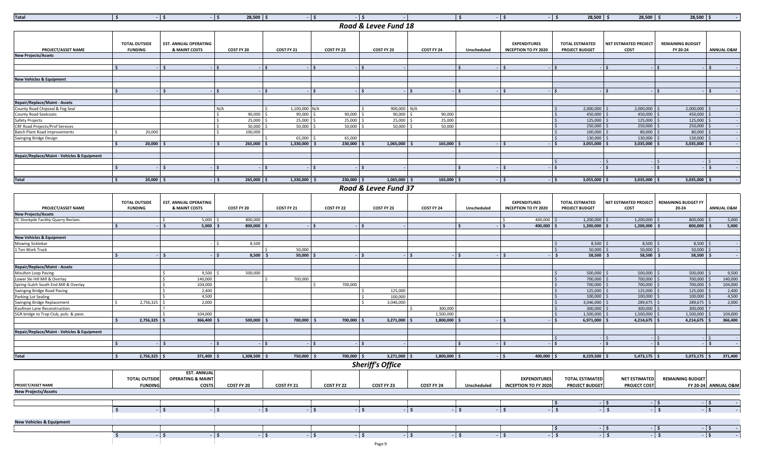| Total | $ - | $ - | $ 28,500 | $ - | $ - | $ - | | $ - | $ - | $ 28,500 | $ 28,500 | $ 28,500 | $ - |
|---|---|---|---|---|---|---|---|---|---|---|---|---|---|

## Road & Levee Fund 18

| PROJECT/ASSET NAME | TOTAL OUTSIDE FUNDING | EST. ANNUAL OPERATING & MAINT COSTS | COST FY 20 | COST FY 21 | COST FY 22 | COST FY 23 | COST FY 24 | Unscheduled | EXPENDITURES INCEPTION TO FY 2020 | TOTAL ESTIMATED PROJECT BUDGET | NET ESTIMATED PROJECT COST | REMAINING BUDGET FY 20-24 | ANNUAL O&M |
|---|---|---|---|---|---|---|---|---|---|---|---|---|---|
| **New Projects/Assets** | | | | | | | | | | | | | |
| | | | | | | | | | | | | | |
| | $ - | $ - | $ - | $ - | $ - | $ - | | $ - | $ - | $ - | $ - | $ - | $ - |
| | | | | | | | | | | | | | |
| **New Vehicles & Equipment** | | | | | | | | | | | | | |
| | | | | | | | | | | | | | |
| | $ - | $ - | $ - | $ - | $ - | $ - | $ - | $ - | $ - | $ - | $ - | $ - | $ - |
| | | | | | | | | | | | | | |
| **Repair/Replace/Maint - Assets** | | | | | | | | | | | | | |
| County Road Chipseal & Fog Seal | | | N/A | $ 1,100,000 | N/A | $ 900,000 | N/A | | | $ 2,000,000 | $ 2,000,000 | $ 2,000,000 | $ - |
| County Road Sealcoats | | | $ 90,000 | $ 90,000 | $ 90,000 | $ 90,000 | $ 90,000 | | | $ 450,000 | $ 450,000 | $ 450,000 | $ - |
| Safety Projects | | | $ 25,000 | $ 25,000 | $ 25,000 | $ 25,000 | $ 25,000 | | | $ 125,000 | $ 125,000 | $ 125,000 | $ - |
| CRF Road Projects/Prof Services | | | $ 50,000 | $ 50,000 | $ 50,000 | $ 50,000 | $ 50,000 | | | $ 250,000 | $ 250,000 | $ 250,000 | $ - |
| Batch Plant Road Improvements | $ 20,000 | | $ 100,000 | | | | | | | $ 100,000 | $ 80,000 | $ 80,000 | $ - |
| Swinging Bridge Design | | | | $ 65,000 | $ 65,000 | | | | | $ 130,000 | $ 130,000 | $ 130,000 | $ - |
| | $ 20,000 | $ - | $ 265,000 | $ 1,330,000 | $ 230,000 | $ 1,065,000 | $ 165,000 | $ - | $ - | $ 3,055,000 | $ 3,035,000 | $ 3,035,000 | $ - |
| | | | | | | | | | | | | | |
| **Repair/Replace/Maint - Vehicles & Equipment** | | | | | | | | | | | | | |
| | | | | | | | | | | $ - | $ - | $ - | $ - |
| | $ - | $ - | $ - | $ - | $ - | $ - | | $ - | $ - | $ - | $ - | $ - | $ - |
| | | | | | | | | | | | | | |
| **Total** | $ 20,000 | $ - | $ 265,000 | $ 1,330,000 | $ 230,000 | $ 1,065,000 | $ 165,000 | $ - | $ - | $ 3,055,000 | $ 3,035,000 | $ 3,035,000 | $ - |

## Road & Levee Fund 37

| PROJECT/ASSET NAME | TOTAL OUTSIDE FUNDING | EST. ANNUAL OPERATING & MAINT COSTS | COST FY 20 | COST FY 21 | COST FY 22 | COST FY 23 | COST FY 24 | Unscheduled | EXPENDITURES INCEPTION TO FY 2020 | TOTAL ESTIMATED PROJECT BUDGET | NET ESTIMATED PROJECT COST | REMAINING BUDGET FY 20-24 | ANNUAL O&M |
|---|---|---|---|---|---|---|---|---|---|---|---|---|---|
| **New Projects/Assets** | | | | | | | | | | | | | |
| TC Stockpile Facility-Quarry Reclam. | | $ 5,000 | $ 800,000 | | | | | | $ 400,000 | $ 1,200,000 | $ 1,200,000 | $ 800,000 | $ 5,000 |
| | $ - | $ 5,000 | $ 800,000 | $ - | $ - | $ - | | $ - | $ 400,000 | $ 1,200,000 | $ 1,200,000 | $ 800,000 | $ 5,000 |
| | | | | | | | | | | | | | |
| **New Vehicles & Equipment** | | | | | | | | | | | | | |
| Mowing Sicklebar | | - | $ 8,500 | | | | | | | $ 8,500 | $ 8,500 | $ 8,500 | $ - |
| 1 Ton Work Truck | | | | $ 50,000 | | | | | | $ 50,000 | $ 50,000 | $ 50,000 | $ - |
| | $ - | $ - | $ 8,500 | $ 50,000 | $ - | $ - | $ - | $ - | $ - | $ 58,500 | $ 58,500 | $ 58,500 | $ - |
| | | | | | | | | | | | | | |
| **Repair/Replace/Maint - Assets** | | | | | | | | | | | | | |
| Moulton Loop Paving | | $ 9,500 | $ 500,000 | | | | | | | $ 500,000 | $ 500,000 | $ 500,000 | $ 9,500 |
| Lower Ski Hill Mill & Overlay | | $ 140,000 | | $ 700,000 | | | | | | $ 700,000 | $ 700,000 | $ 700,000 | $ 140,000 |
| Spring Gulch South End Mill & Overlay | | $ 104,000 | | | $ 700,000 | | | | | $ 700,000 | $ 700,000 | $ 700,000 | $ 104,000 |
| Swinging Bridge Road Paving | | $ 2,400 | | | | $ 125,000 | | | | $ 125,000 | $ 125,000 | $ 125,000 | $ 2,400 |
| Parking Lot Sealing | | $ 4,500 | | | | $ 100,000 | | | | $ 100,000 | $ 100,000 | $ 100,000 | $ 4,500 |
| Swinging Bridge Replacement | $ 2,756,325 | $ 2,000 | | | | $ 3,046,000 | | | | $ 3,046,000 | $ 289,675 | $ 289,675 | $ 2,000 |
| Kaufman Lane Reconstruction | | ? | | | | | $ 300,000 | | | $ 300,000 | $ 300,000 | $ 300,000 | ? |
| SGR bridge to Trap Club, pulv. & pave. | | $ 104,000 | | | | | 1,500,000 | | | $ 1,500,000 | $ 1,500,000 | $ 1,500,000 | $ 104,000 |
| | $ 2,756,325 | $ 366,400 | $ 500,000 | $ 700,000 | $ 700,000 | $ 3,271,000 | $ 1,800,000 | $ - | $ - | $ 6,971,000 | $ 4,214,675 | $ 4,214,675 | $ 366,400 |
| | | | | | | | | | | | | | |
| **Repair/Replace/Maint - Vehicles & Equipment** | | | | | | | | | | | | | |
| | | | | | | | | | | $ - | $ - | $ - | $ - |
| | $ - | $ - | $ - | $ - | $ - | $ - | | $ - | $ - | $ - | $ - | $ - | $ - |
| | | | | | | | | | | | | | |
| **Total** | $ 2,756,325 | $ 371,400 | $ 1,308,500 | $ 750,000 | $ 700,000 | $ 3,271,000 | $ 1,800,000 | $ - | $ 400,000 | $ 8,229,500 | $ 5,473,175 | $ 5,073,175 | $ 371,400 |

## Sheriff's Office

| PROJECT/ASSET NAME | TOTAL OUTSIDE FUNDING | EST. ANNUAL OPERATING & MAINT COSTS | COST FY 20 | COST FY 21 | COST FY 22 | COST FY 23 | COST FY 24 | Unscheduled | EXPENDITURES INCEPTION TO FY 2020 | TOTAL ESTIMATED PROJECT BUDGET | NET ESTIMATED PROJECT COST | REMAINING BUDGET FY 20-24 | ANNUAL O&M |
|---|---|---|---|---|---|---|---|---|---|---|---|---|---|
| **New Projects/Assets** | | | | | | | | | | | | | |
| | | | | | | | | | | $ - | $ - | $ - | $ - |
| | $ - | $ - | $ - | $ - | $ - | $ - | $ - | $ - | $ - | $ - | $ - | $ - | $ - |
| | | | | | | | | | | | | | |
| **New Vehicles & Equipment** | | | | | | | | | | | | | |
| | | | | | | | | | | $ - | $ - | $ - | $ - |
| | $ - | $ - | $ - | $ - | $ - | $ - | $ - | $ - | $ - | $ - | $ - | $ - | $ - |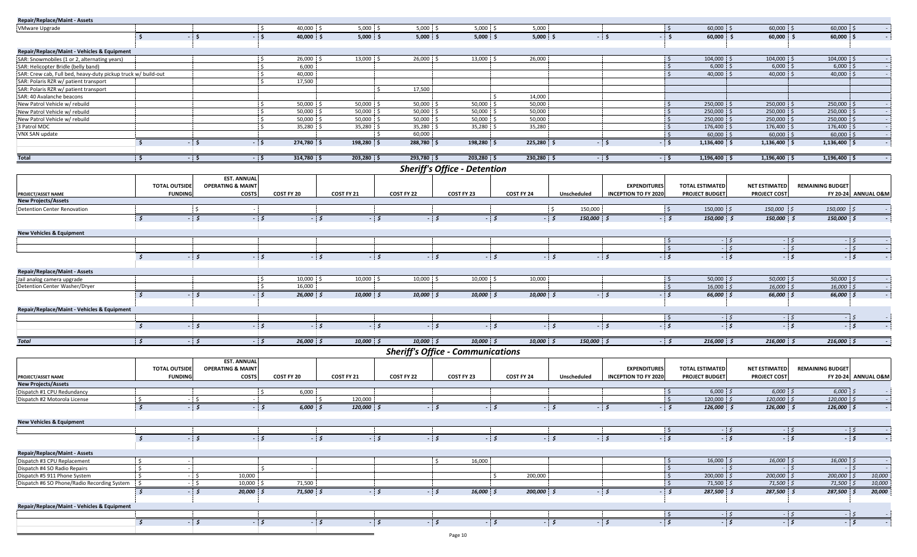| | | | | | | | | | | | | | | |
|---|---|---|---|---|---|---|---|---|---|---|---|---|---|---|
| **Repair/Replace/Maint - Assets** | | | | | | | | | | | | | | |
| VMware Upgrade | | | $ 40,000 | $ 5,000 | $ 5,000 | $ 5,000 | $ 5,000 | | | $ 60,000 | $ 60,000 | $ 60,000 | $ - |
| | $ - | $ - | $ 40,000 | $ 5,000 | $ 5,000 | $ 5,000 | $ 5,000 | $ - | $ - | $ 60,000 | $ 60,000 | $ 60,000 | $ - |
| **Repair/Replace/Maint - Vehicles & Equipment** | | | | | | | | | | | | | |
| SAR: Snowmobiles (1 or 2, alternating years) | | | $ 26,000 | $ 13,000 | $ 26,000 | $ 13,000 | $ 26,000 | | | $ 104,000 | $ 104,000 | $ 104,000 | $ - |
| SAR: Helicopter Bridle (belly band) | | | $ 6,000 | | | | | | | $ 6,000 | $ 6,000 | $ 6,000 | $ - |
| SAR: Crew cab, Full bed, heavy-duty pickup truck w/ build-out | | | $ 40,000 | | | | | | | $ 40,000 | $ 40,000 | $ 40,000 | $ - |
| SAR: Polaris RZR w/ patient transport | | | $ 17,500 | | | | | | | | | | |
| SAR: Polaris RZR w/ patient transport | | | | | $ 17,500 | | | | | | | | |
| SAR: 40 Avalanche beacons | | | | | | | $ 14,000 | | | | | | |
| New Patrol Vehicle w/ rebuild | | | $ 50,000 | $ 50,000 | $ 50,000 | $ 50,000 | $ 50,000 | | | $ 250,000 | $ 250,000 | $ 250,000 | $ - |
| New Patrol Vehicle w/ rebuild | | | $ 50,000 | $ 50,000 | $ 50,000 | $ 50,000 | $ 50,000 | | | $ 250,000 | $ 250,000 | $ 250,000 | $ - |
| New Patrol Vehicle w/ rebuild | | | $ 50,000 | $ 50,000 | $ 50,000 | $ 50,000 | $ 50,000 | | | $ 250,000 | $ 250,000 | $ 250,000 | $ - |
| 3 Patrol MDC | | | $ 35,280 | $ 35,280 | $ 35,280 | $ 35,280 | $ 35,280 | | | $ 176,400 | $ 176,400 | $ 176,400 | $ - |
| VNX SAN update | | | | | $ 60,000 | | | | | $ 60,000 | $ 60,000 | $ 60,000 | $ - |
| | $ - | $ - | $ 274,780 | $ 198,280 | $ 288,780 | $ 198,280 | $ 225,280 | $ - | $ - | $ 1,136,400 | $ 1,136,400 | $ 1,136,400 | $ - |
| **Total** | $ - | $ - | $ 314,780 | $ 203,280 | $ 293,780 | $ 203,280 | $ 230,280 | $ - | $ - | $ 1,196,400 | $ 1,196,400 | $ 1,196,400 | $ - |

## Sheriff's Office - Detention

| PROJECT/ASSET NAME | TOTAL OUTSIDE FUNDING | EST. ANNUAL OPERATING & MAINT COSTS | COST FY 20 | COST FY 21 | COST FY 22 | COST FY 23 | COST FY 24 | Unscheduled | EXPENDITURES INCEPTION TO FY 2020 | TOTAL ESTIMATED PROJECT BUDGET | NET ESTIMATED PROJECT COST | REMAINING BUDGET FY 20-24 | ANNUAL O&M |
|---|---|---|---|---|---|---|---|---|---|---|---|---|---|
| **New Projects/Assets** | | | | | | | | | | | | | |
| Detention Center Renovation | | $ - | | | | | | $ 150,000 | | $ 150,000 | *150,000* | *150,000* | $ - |
| | *$ -* | *$ -* | *$ -* | *$ -* | *$ -* | *$ -* | *$ -* | *$ 150,000* | *$ -* | *$ 150,000* | *$ 150,000* | *$ 150,000* | *$ -* |
| **New Vehicles & Equipment** | | | | | | | | | | | | | |
| | | | | | | | | | | $ - | $ - | $ - | $ - |
| | | | | | | | | | | $ - | $ - | $ - | $ - |
| | *$ -* | *$ -* | *$ -* | *$ -* | *$ -* | *$ -* | *$ -* | *$ -* | *$ -* | *$ -* | *$ -* | *$ -* | *$ -* |
| **Repair/Replace/Maint - Assets** | | | | | | | | | | | | | |
| Jail analog camera upgrade | | | $ 10,000 | $ 10,000 | $ 10,000 | $ 10,000 | $ 10,000 | | | $ 50,000 | *$ 50,000* | *$ 50,000* | $ - |
| Detention Center Washer/Dryer | | | $ 16,000 | | | | | | | $ 16,000 | *$ 16,000* | *$ 16,000* | $ - |
| | *$ -* | *$ -* | *$ 26,000* | *$ 10,000* | *$ 10,000* | *$ 10,000* | *$ 10,000* | *$ -* | *$ -* | *$ 66,000* | *$ 66,000* | *$ 66,000* | *$ -* |
| **Repair/Replace/Maint - Vehicles & Equipment** | | | | | | | | | | | | | |
| | | | | | | | | | | $ - | $ - | $ - | $ - |
| | *$ -* | *$ -* | *$ -* | *$ -* | *$ -* | *$ -* | *$ -* | *$ -* | *$ -* | *$ -* | *$ -* | *$ -* | *$ -* |
| ***Total*** | *$ -* | *$ -* | *$ 26,000* | *$ 10,000* | *$ 10,000* | *$ 10,000* | *$ 10,000* | *$ 150,000* | *$ -* | *$ 216,000* | *$ 216,000* | *$ 216,000* | *$ -* |

## Sheriff's Office - Communications

| PROJECT/ASSET NAME | TOTAL OUTSIDE FUNDING | EST. ANNUAL OPERATING & MAINT COSTS | COST FY 20 | COST FY 21 | COST FY 22 | COST FY 23 | COST FY 24 | Unscheduled | EXPENDITURES INCEPTION TO FY 2020 | TOTAL ESTIMATED PROJECT BUDGET | NET ESTIMATED PROJECT COST | REMAINING BUDGET FY 20-24 | ANNUAL O&M |
|---|---|---|---|---|---|---|---|---|---|---|---|---|---|
| **New Projects/Assets** | | | | | | | | | | | | | |
| Dispatch #1 CPU Redundancy | | | $ 6,000 | | | | | | | $ 6,000 | *$ 6,000* | *$ 6,000* | $ - |
| Dispatch #2 Motorola License | $ - | $ - | | $ 120,000 | | | | | | $ 120,000 | *$ 120,000* | *$ 120,000* | $ - |
| | *$ -* | *$ -* | *$ 6,000* | *$ 120,000* | *$ -* | *$ -* | *$ -* | *$ -* | *$ -* | *$ 126,000* | *$ 126,000* | *$ 126,000* | *$ -* |
| **New Vehicles & Equipment** | | | | | | | | | | | | | |
| | | | | | | | | | | $ - | $ - | $ - | $ - |
| | *$ -* | *$ -* | *$ -* | *$ -* | *$ -* | *$ -* | *$ -* | *$ -* | *$ -* | *$ -* | *$ -* | *$ -* | *$ -* |
| **Repair/Replace/Maint - Assets** | | | | | | | | | | | | | |
| Dispatch #3 CPU Replacement | $ - | | | | | $ 16,000 | | | | $ 16,000 | *$ 16,000* | *$ 16,000* | $ - |
| Dispatch #4 SO Radio Repairs | $ - | | $ - | | | | | | | $ - | $ - | $ - | $ - |
| Dispatch #5 911 Phone System | $ - | $ 10,000 | | | | | $ 200,000 | | | $ 200,000 | *$ 200,000* | *$ 200,000* | *10,000* |
| Dispatch #6 SO Phone/Radio Recording System | $ - | $ 10,000 | $ 71,500 | | | | | | | $ 71,500 | *$ 71,500* | *$ 71,500* | *10,000* |
| | *$ -* | *$ 20,000* | *$ 71,500* | *$ -* | *$ -* | *$ 16,000* | *$ 200,000* | *$ -* | *$ -* | *$ 287,500* | *$ 287,500* | *$ 287,500* | *20,000* |
| **Repair/Replace/Maint - Vehicles & Equipment** | | | | | | | | | | | | | |
| | | | | | | | | | | $ - | $ - | $ - | $ - |
| | *$ -* | *$ -* | *$ -* | *$ -* | *$ -* | *$ -* | *$ -* | *$ -* | *$ -* | *$ -* | *$ -* | *$ -* | *$ -* |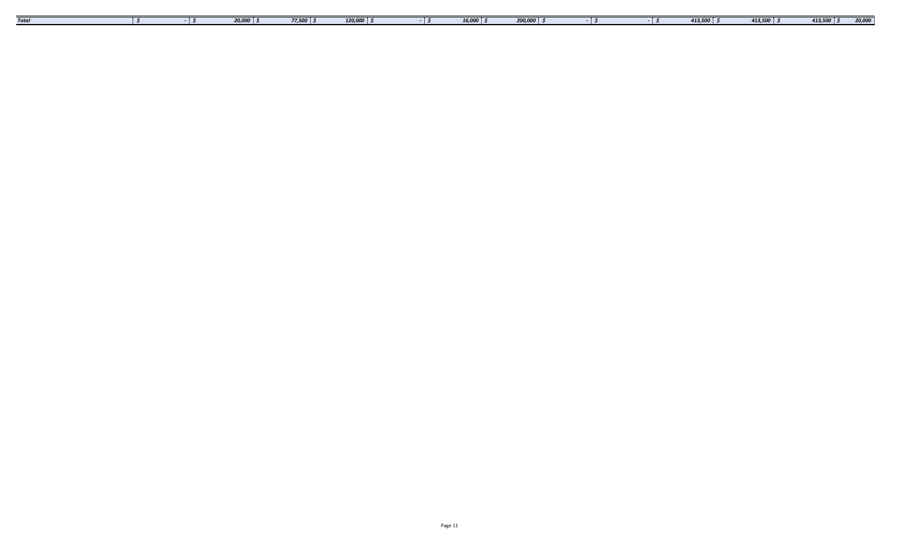| | | | | | | | | | | | | | |
|---|---|---|---|---|---|---|---|---|---|---|---|---|---|
| *Total* | *$ -* | *$ 20,000* | *$ 77,500* | *$ 120,000* | *$ -* | *$ 16,000* | *$ 200,000* | *$ -* | *$ -* | *$ 413,500* | *$ 413,500* | *$ 413,500* | *$ 20,000* |